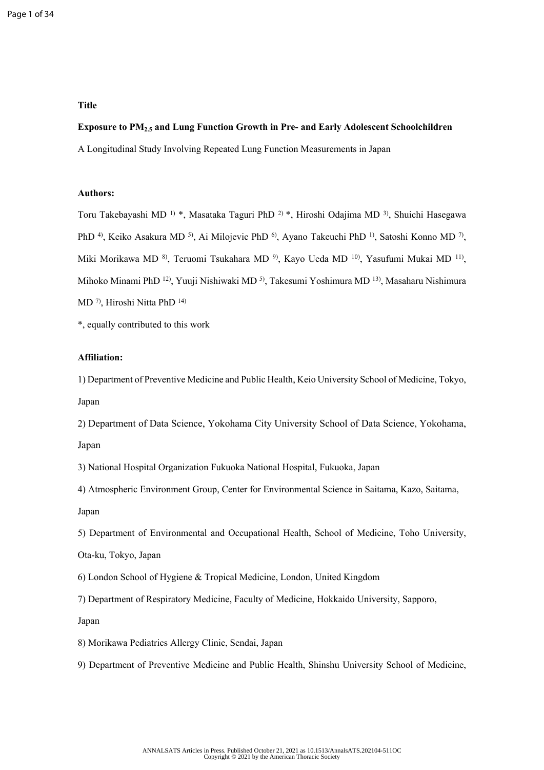**Title**

**Exposure to $PM_{2.5}$ and Lung Function Growth in Pre- and Early Adolescent Schoolchildren**

A Longitudinal Study Involving Repeated Lung Function Measurements in Japan

**Authors:**

Toru Takebayashi MD [1)] *, Masataka Taguri PhD [2)] *, Hiroshi Odajima MD [3)], Shuichi Hasegawa PhD [4)], Keiko Asakura MD [5)], Ai Milojevic PhD [6)], Ayano Takeuchi PhD [1)], Satoshi Konno MD [7)], Miki Morikawa MD [8)], Teruomi Tsukahara MD [9)], Kayo Ueda MD [10)], Yasufumi Mukai MD [11)], Mihoko Minami PhD [12)], Yuuji Nishiwaki MD [5)], Takesumi Yoshimura MD [13)], Masaharu Nishimura MD [7)], Hiroshi Nitta PhD [14)]

*, equally contributed to this work

**Affiliation:**

1) Department of Preventive Medicine and Public Health, Keio University School of Medicine, Tokyo, Japan

2) Department of Data Science, Yokohama City University School of Data Science, Yokohama, Japan

3) National Hospital Organization Fukuoka National Hospital, Fukuoka, Japan

4) Atmospheric Environment Group, Center for Environmental Science in Saitama, Kazo, Saitama, Japan

5) Department of Environmental and Occupational Health, School of Medicine, Toho University, Ota-ku, Tokyo, Japan

6) London School of Hygiene & Tropical Medicine, London, United Kingdom

7) Department of Respiratory Medicine, Faculty of Medicine, Hokkaido University, Sapporo, Japan

8) Morikawa Pediatrics Allergy Clinic, Sendai, Japan

9) Department of Preventive Medicine and Public Health, Shinshu University School of Medicine,

ANNALSATS Articles in Press. Published October 21, 2021 as 10.1513/AnnalsATS.202104-511OC
Copyright © 2021 by the American Thoracic Society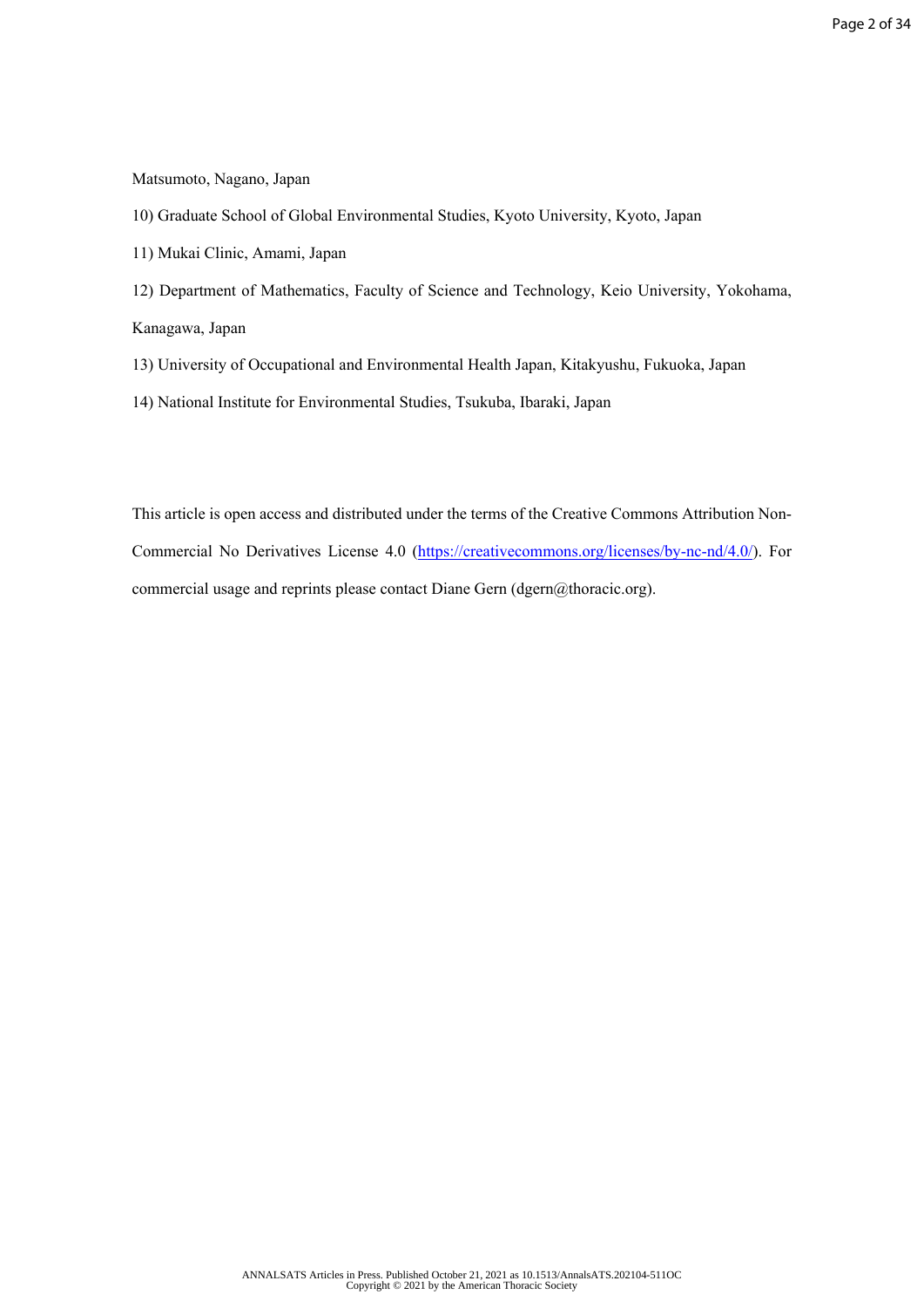Matsumoto, Nagano, Japan

10) Graduate School of Global Environmental Studies, Kyoto University, Kyoto, Japan

11) Mukai Clinic, Amami, Japan

12) Department of Mathematics, Faculty of Science and Technology, Keio University, Yokohama, Kanagawa, Japan

13) University of Occupational and Environmental Health Japan, Kitakyushu, Fukuoka, Japan

14) National Institute for Environmental Studies, Tsukuba, Ibaraki, Japan

This article is open access and distributed under the terms of the Creative Commons Attribution Non-Commercial No Derivatives License 4.0 (https://creativecommons.org/licenses/by-nc-nd/4.0/). For commercial usage and reprints please contact Diane Gern (dgern@thoracic.org).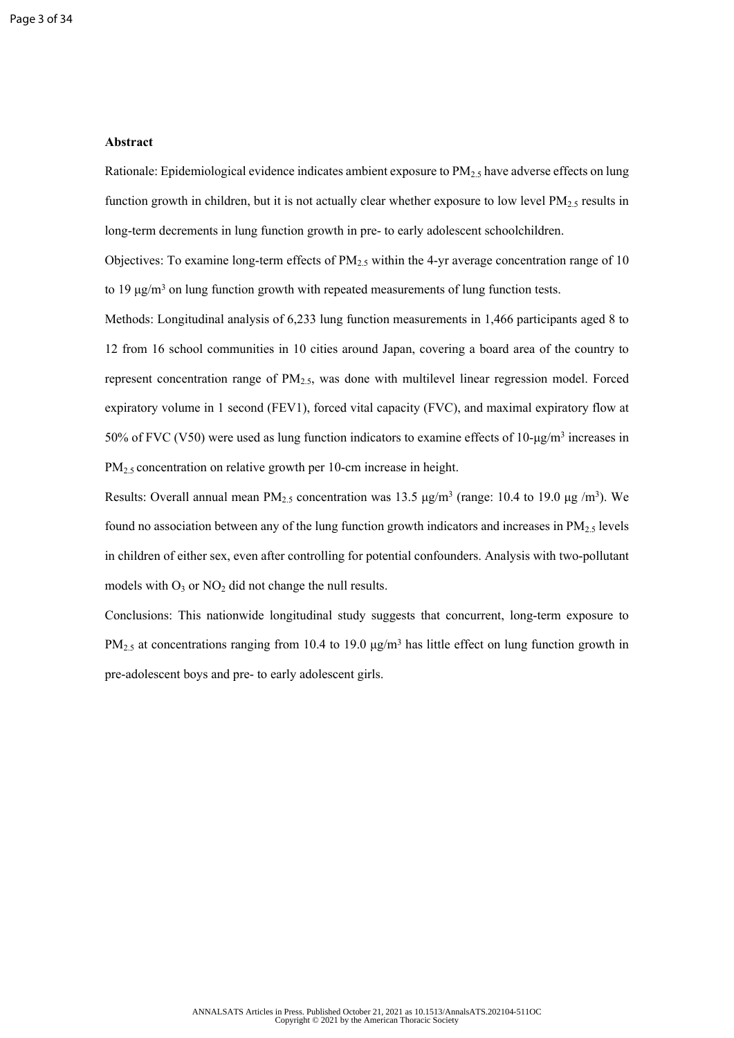**Abstract**

Rationale: Epidemiological evidence indicates ambient exposure to $PM_{2.5}$ have adverse effects on lung function growth in children, but it is not actually clear whether exposure to low level $PM_{2.5}$ results in long-term decrements in lung function growth in pre- to early adolescent schoolchildren.

Objectives: To examine long-term effects of $PM_{2.5}$ within the 4-yr average concentration range of 10 to 19 μg/m$^3$ on lung function growth with repeated measurements of lung function tests.

Methods: Longitudinal analysis of 6,233 lung function measurements in 1,466 participants aged 8 to 12 from 16 school communities in 10 cities around Japan, covering a board area of the country to represent concentration range of $PM_{2.5}$, was done with multilevel linear regression model. Forced expiratory volume in 1 second (FEV1), forced vital capacity (FVC), and maximal expiratory flow at 50% of FVC (V50) were used as lung function indicators to examine effects of 10-μg/m$^3$ increases in $PM_{2.5}$ concentration on relative growth per 10-cm increase in height.

Results: Overall annual mean $PM_{2.5}$ concentration was 13.5 μg/m$^3$ (range: 10.4 to 19.0 μg /m$^3$). We found no association between any of the lung function growth indicators and increases in $PM_{2.5}$ levels in children of either sex, even after controlling for potential confounders. Analysis with two-pollutant models with $O_3$ or $NO_2$ did not change the null results.

Conclusions: This nationwide longitudinal study suggests that concurrent, long-term exposure to $PM_{2.5}$ at concentrations ranging from 10.4 to 19.0 μg/m$^3$ has little effect on lung function growth in pre-adolescent boys and pre- to early adolescent girls.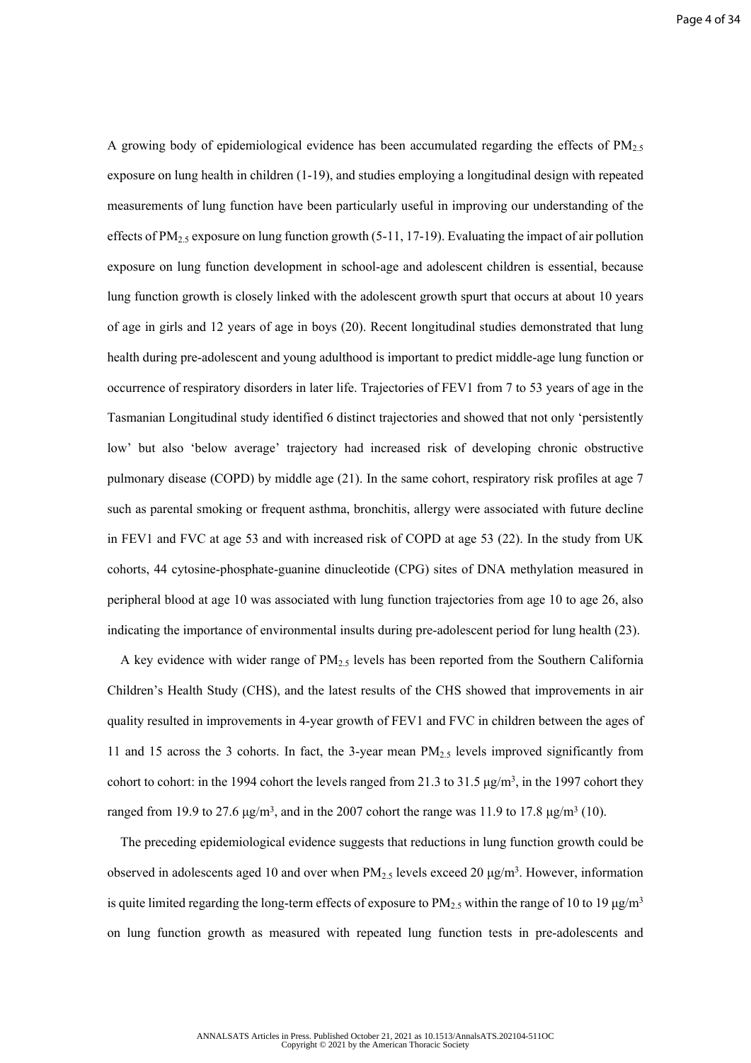A growing body of epidemiological evidence has been accumulated regarding the effects of $PM_{2.5}$ exposure on lung health in children (1-19), and studies employing a longitudinal design with repeated measurements of lung function have been particularly useful in improving our understanding of the effects of $PM_{2.5}$ exposure on lung function growth (5-11, 17-19). Evaluating the impact of air pollution exposure on lung function development in school-age and adolescent children is essential, because lung function growth is closely linked with the adolescent growth spurt that occurs at about 10 years of age in girls and 12 years of age in boys (20). Recent longitudinal studies demonstrated that lung health during pre-adolescent and young adulthood is important to predict middle-age lung function or occurrence of respiratory disorders in later life. Trajectories of FEV1 from 7 to 53 years of age in the Tasmanian Longitudinal study identified 6 distinct trajectories and showed that not only 'persistently low' but also 'below average' trajectory had increased risk of developing chronic obstructive pulmonary disease (COPD) by middle age (21). In the same cohort, respiratory risk profiles at age 7 such as parental smoking or frequent asthma, bronchitis, allergy were associated with future decline in FEV1 and FVC at age 53 and with increased risk of COPD at age 53 (22). In the study from UK cohorts, 44 cytosine-phosphate-guanine dinucleotide (CPG) sites of DNA methylation measured in peripheral blood at age 10 was associated with lung function trajectories from age 10 to age 26, also indicating the importance of environmental insults during pre-adolescent period for lung health (23).

A key evidence with wider range of $PM_{2.5}$ levels has been reported from the Southern California Children's Health Study (CHS), and the latest results of the CHS showed that improvements in air quality resulted in improvements in 4-year growth of FEV1 and FVC in children between the ages of 11 and 15 across the 3 cohorts. In fact, the 3-year mean $PM_{2.5}$ levels improved significantly from cohort to cohort: in the 1994 cohort the levels ranged from 21.3 to 31.5 $\mu g/m^3$, in the 1997 cohort they ranged from 19.9 to 27.6 $\mu g/m^3$, and in the 2007 cohort the range was 11.9 to 17.8 $\mu g/m^3$ (10).

The preceding epidemiological evidence suggests that reductions in lung function growth could be observed in adolescents aged 10 and over when $PM_{2.5}$ levels exceed 20 $\mu g/m^3$. However, information is quite limited regarding the long-term effects of exposure to $PM_{2.5}$ within the range of 10 to 19 $\mu g/m^3$ on lung function growth as measured with repeated lung function tests in pre-adolescents and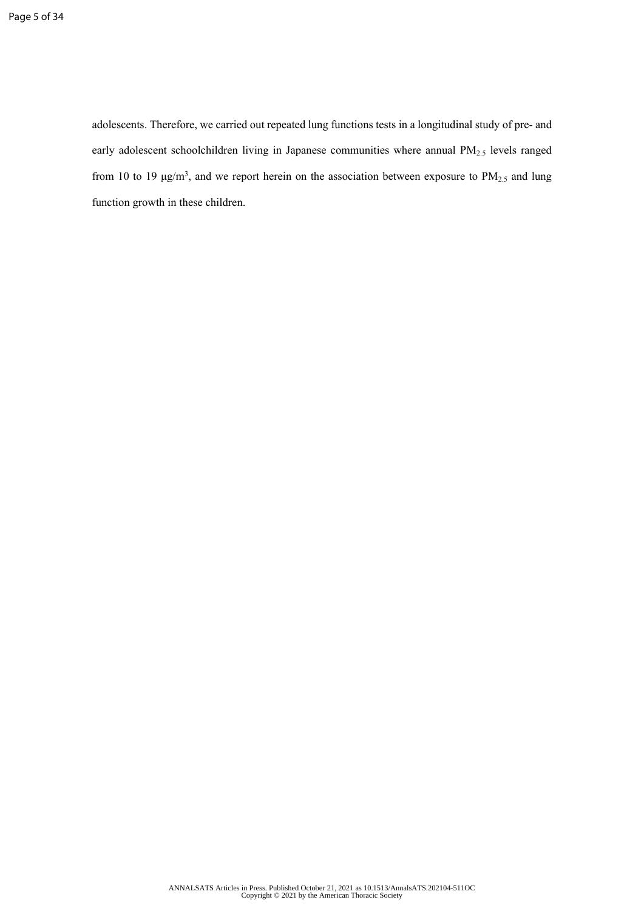adolescents. Therefore, we carried out repeated lung functions tests in a longitudinal study of pre- and early adolescent schoolchildren living in Japanese communities where annual $PM_{2.5}$ levels ranged from 10 to 19 μg/$m^3$, and we report herein on the association between exposure to $PM_{2.5}$ and lung function growth in these children.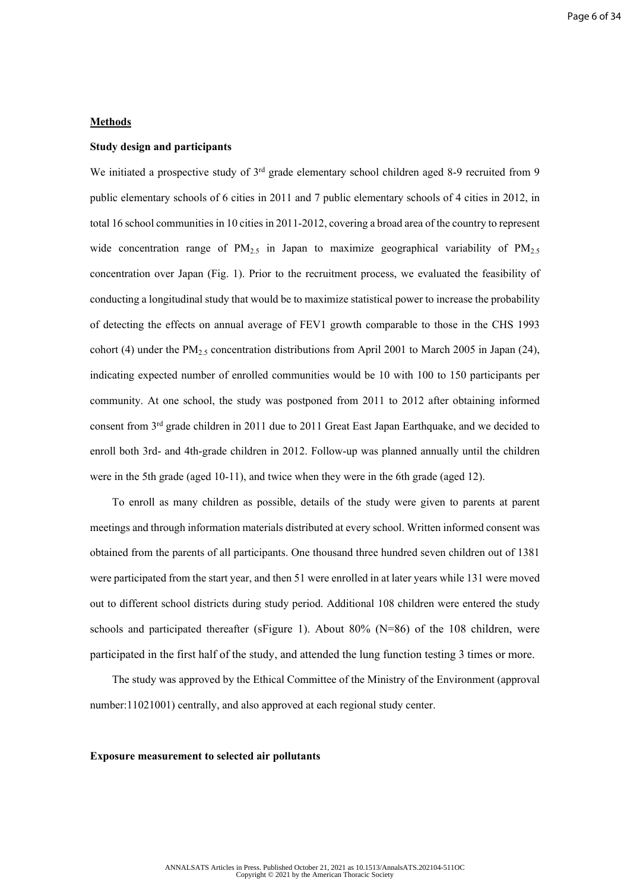## **Methods**

### Study design and participants

We initiated a prospective study of 3rd grade elementary school children aged 8-9 recruited from 9 public elementary schools of 6 cities in 2011 and 7 public elementary schools of 4 cities in 2012, in total 16 school communities in 10 cities in 2011-2012, covering a broad area of the country to represent wide concentration range of $PM_{2.5}$ in Japan to maximize geographical variability of $PM_{2.5}$ concentration over Japan (Fig. 1). Prior to the recruitment process, we evaluated the feasibility of conducting a longitudinal study that would be to maximize statistical power to increase the probability of detecting the effects on annual average of FEV1 growth comparable to those in the CHS 1993 cohort (4) under the $PM_{2.5}$ concentration distributions from April 2001 to March 2005 in Japan (24), indicating expected number of enrolled communities would be 10 with 100 to 150 participants per community. At one school, the study was postponed from 2011 to 2012 after obtaining informed consent from 3rd grade children in 2011 due to 2011 Great East Japan Earthquake, and we decided to enroll both 3rd- and 4th-grade children in 2012. Follow-up was planned annually until the children were in the 5th grade (aged 10-11), and twice when they were in the 6th grade (aged 12).

To enroll as many children as possible, details of the study were given to parents at parent meetings and through information materials distributed at every school. Written informed consent was obtained from the parents of all participants. One thousand three hundred seven children out of 1381 were participated from the start year, and then 51 were enrolled in at later years while 131 were moved out to different school districts during study period. Additional 108 children were entered the study schools and participated thereafter (sFigure 1). About 80% (N=86) of the 108 children, were participated in the first half of the study, and attended the lung function testing 3 times or more.

The study was approved by the Ethical Committee of the Ministry of the Environment (approval number:11021001) centrally, and also approved at each regional study center.

### Exposure measurement to selected air pollutants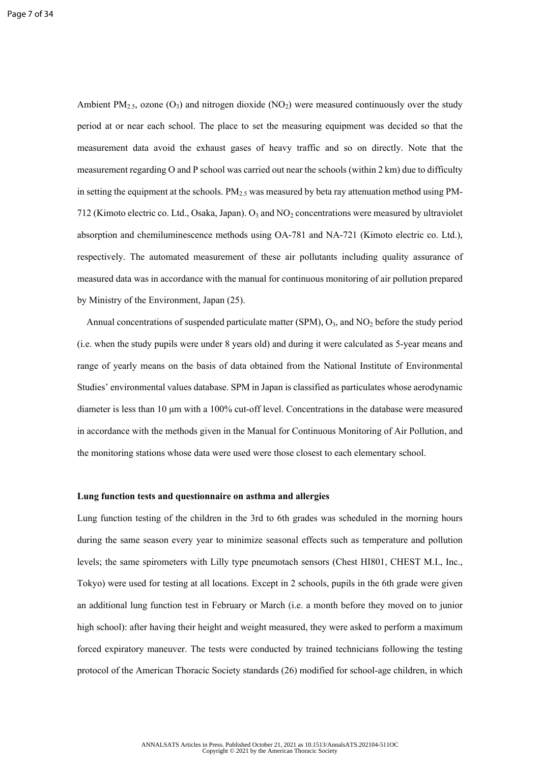Ambient $PM_{2.5}$, ozone ($O_3$) and nitrogen dioxide ($NO_2$) were measured continuously over the study period at or near each school. The place to set the measuring equipment was decided so that the measurement data avoid the exhaust gases of heavy traffic and so on directly. Note that the measurement regarding O and P school was carried out near the schools (within 2 km) due to difficulty in setting the equipment at the schools. $PM_{2.5}$ was measured by beta ray attenuation method using PM-712 (Kimoto electric co. Ltd., Osaka, Japan). $O_3$ and $NO_2$ concentrations were measured by ultraviolet absorption and chemiluminescence methods using OA-781 and NA-721 (Kimoto electric co. Ltd.), respectively. The automated measurement of these air pollutants including quality assurance of measured data was in accordance with the manual for continuous monitoring of air pollution prepared by Ministry of the Environment, Japan (25).

Annual concentrations of suspended particulate matter (SPM), $O_3$, and $NO_2$ before the study period (i.e. when the study pupils were under 8 years old) and during it were calculated as 5-year means and range of yearly means on the basis of data obtained from the National Institute of Environmental Studies' environmental values database. SPM in Japan is classified as particulates whose aerodynamic diameter is less than 10 μm with a 100% cut-off level. Concentrations in the database were measured in accordance with the methods given in the Manual for Continuous Monitoring of Air Pollution, and the monitoring stations whose data were used were those closest to each elementary school.

### Lung function tests and questionnaire on asthma and allergies

Lung function testing of the children in the 3rd to 6th grades was scheduled in the morning hours during the same season every year to minimize seasonal effects such as temperature and pollution levels; the same spirometers with Lilly type pneumotach sensors (Chest HI801, CHEST M.I., Inc., Tokyo) were used for testing at all locations. Except in 2 schools, pupils in the 6th grade were given an additional lung function test in February or March (i.e. a month before they moved on to junior high school): after having their height and weight measured, they were asked to perform a maximum forced expiratory maneuver. The tests were conducted by trained technicians following the testing protocol of the American Thoracic Society standards (26) modified for school-age children, in which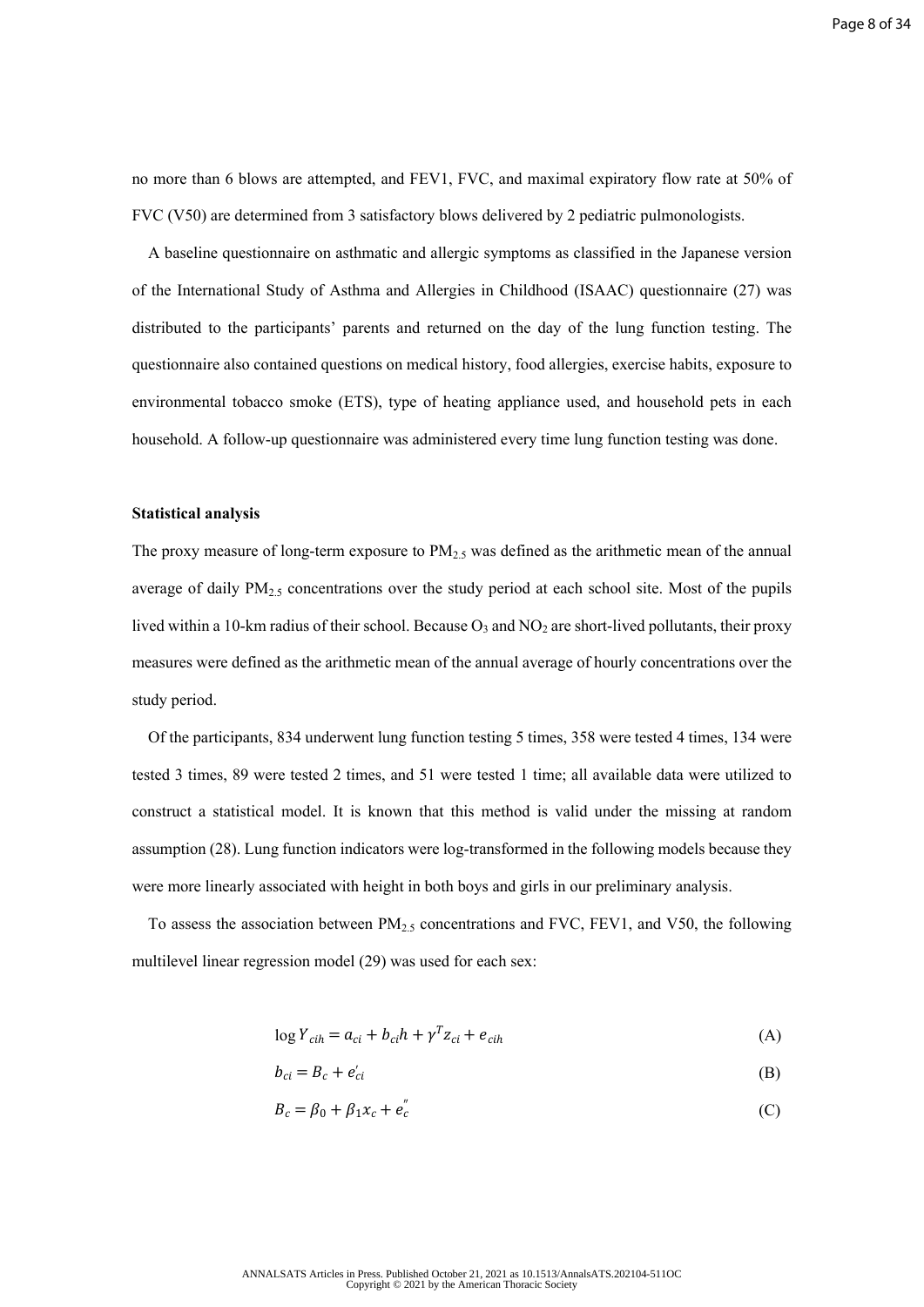no more than 6 blows are attempted, and FEV1, FVC, and maximal expiratory flow rate at 50% of FVC (V50) are determined from 3 satisfactory blows delivered by 2 pediatric pulmonologists.

A baseline questionnaire on asthmatic and allergic symptoms as classified in the Japanese version of the International Study of Asthma and Allergies in Childhood (ISAAC) questionnaire (27) was distributed to the participants' parents and returned on the day of the lung function testing. The questionnaire also contained questions on medical history, food allergies, exercise habits, exposure to environmental tobacco smoke (ETS), type of heating appliance used, and household pets in each household. A follow-up questionnaire was administered every time lung function testing was done.

**Statistical analysis**

The proxy measure of long-term exposure to $PM_{2.5}$ was defined as the arithmetic mean of the annual average of daily $PM_{2.5}$ concentrations over the study period at each school site. Most of the pupils lived within a 10-km radius of their school. Because $O_3$ and $NO_2$ are short-lived pollutants, their proxy measures were defined as the arithmetic mean of the annual average of hourly concentrations over the study period.

Of the participants, 834 underwent lung function testing 5 times, 358 were tested 4 times, 134 were tested 3 times, 89 were tested 2 times, and 51 were tested 1 time; all available data were utilized to construct a statistical model. It is known that this method is valid under the missing at random assumption (28). Lung function indicators were log-transformed in the following models because they were more linearly associated with height in both boys and girls in our preliminary analysis.

To assess the association between $PM_{2.5}$ concentrations and FVC, FEV1, and V50, the following multilevel linear regression model (29) was used for each sex:

$$\log Y_{cih} = a_{ci} + b_{ci}h + \gamma^T z_{ci} + e_{cih} \tag{A}$$

$$b_{ci} = B_c + e'_{ci} \tag{B}$$

$$B_c = \beta_0 + \beta_1 x_c + e''_c \tag{C}$$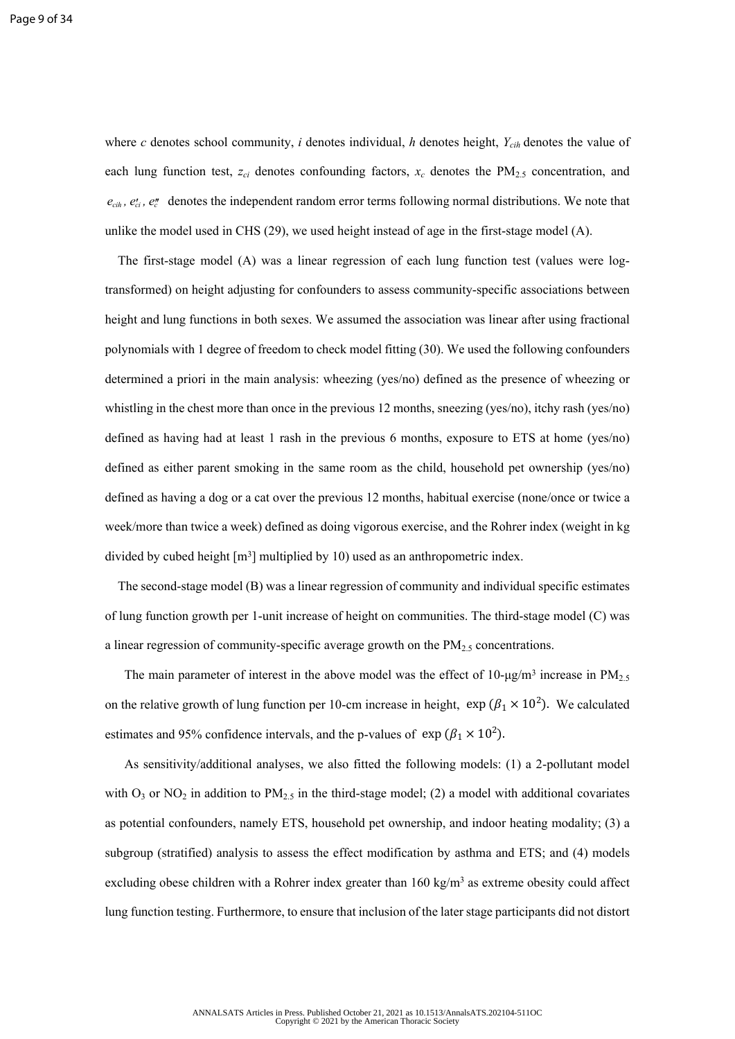where $c$ denotes school community, $i$ denotes individual, $h$ denotes height, $Y_{cih}$ denotes the value of each lung function test, $z_{ci}$ denotes confounding factors, $x_c$ denotes the $PM_{2.5}$ concentration, and $e_{cih}$, $e'_{ci}$, $e''_c$ denotes the independent random error terms following normal distributions. We note that unlike the model used in CHS (29), we used height instead of age in the first-stage model (A).

The first-stage model (A) was a linear regression of each lung function test (values were log-transformed) on height adjusting for confounders to assess community-specific associations between height and lung functions in both sexes. We assumed the association was linear after using fractional polynomials with 1 degree of freedom to check model fitting (30). We used the following confounders determined a priori in the main analysis: wheezing (yes/no) defined as the presence of wheezing or whistling in the chest more than once in the previous 12 months, sneezing (yes/no), itchy rash (yes/no) defined as having had at least 1 rash in the previous 6 months, exposure to ETS at home (yes/no) defined as either parent smoking in the same room as the child, household pet ownership (yes/no) defined as having a dog or a cat over the previous 12 months, habitual exercise (none/once or twice a week/more than twice a week) defined as doing vigorous exercise, and the Rohrer index (weight in kg divided by cubed height [$m^3$] multiplied by 10) used as an anthropometric index.

The second-stage model (B) was a linear regression of community and individual specific estimates of lung function growth per 1-unit increase of height on communities. The third-stage model (C) was a linear regression of community-specific average growth on the $PM_{2.5}$ concentrations.

The main parameter of interest in the above model was the effect of 10-μg/$m^3$ increase in $PM_{2.5}$ on the relative growth of lung function per 10-cm increase in height, $\exp(\beta_1 \times 10^2)$. We calculated estimates and 95% confidence intervals, and the p-values of $\exp(\beta_1 \times 10^2)$.

As sensitivity/additional analyses, we also fitted the following models: (1) a 2-pollutant model with $O_3$ or $NO_2$ in addition to $PM_{2.5}$ in the third-stage model; (2) a model with additional covariates as potential confounders, namely ETS, household pet ownership, and indoor heating modality; (3) a subgroup (stratified) analysis to assess the effect modification by asthma and ETS; and (4) models excluding obese children with a Rohrer index greater than 160 kg/$m^3$ as extreme obesity could affect lung function testing. Furthermore, to ensure that inclusion of the later stage participants did not distort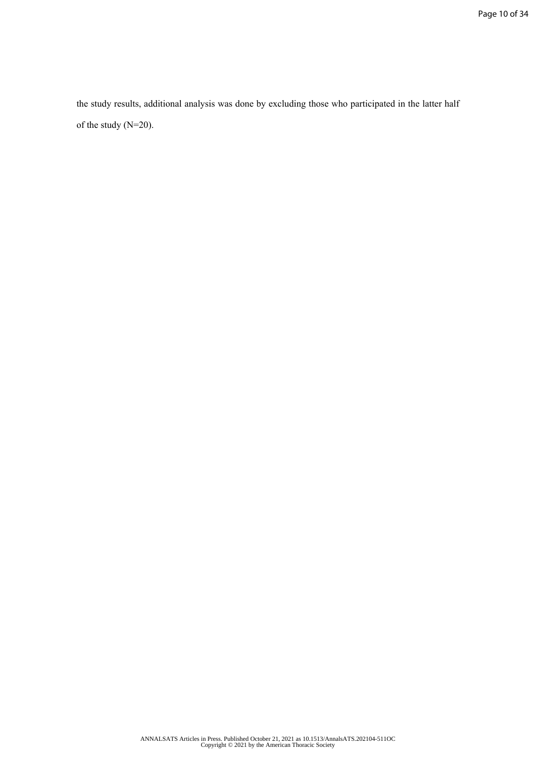the study results, additional analysis was done by excluding those who participated in the latter half of the study (N=20).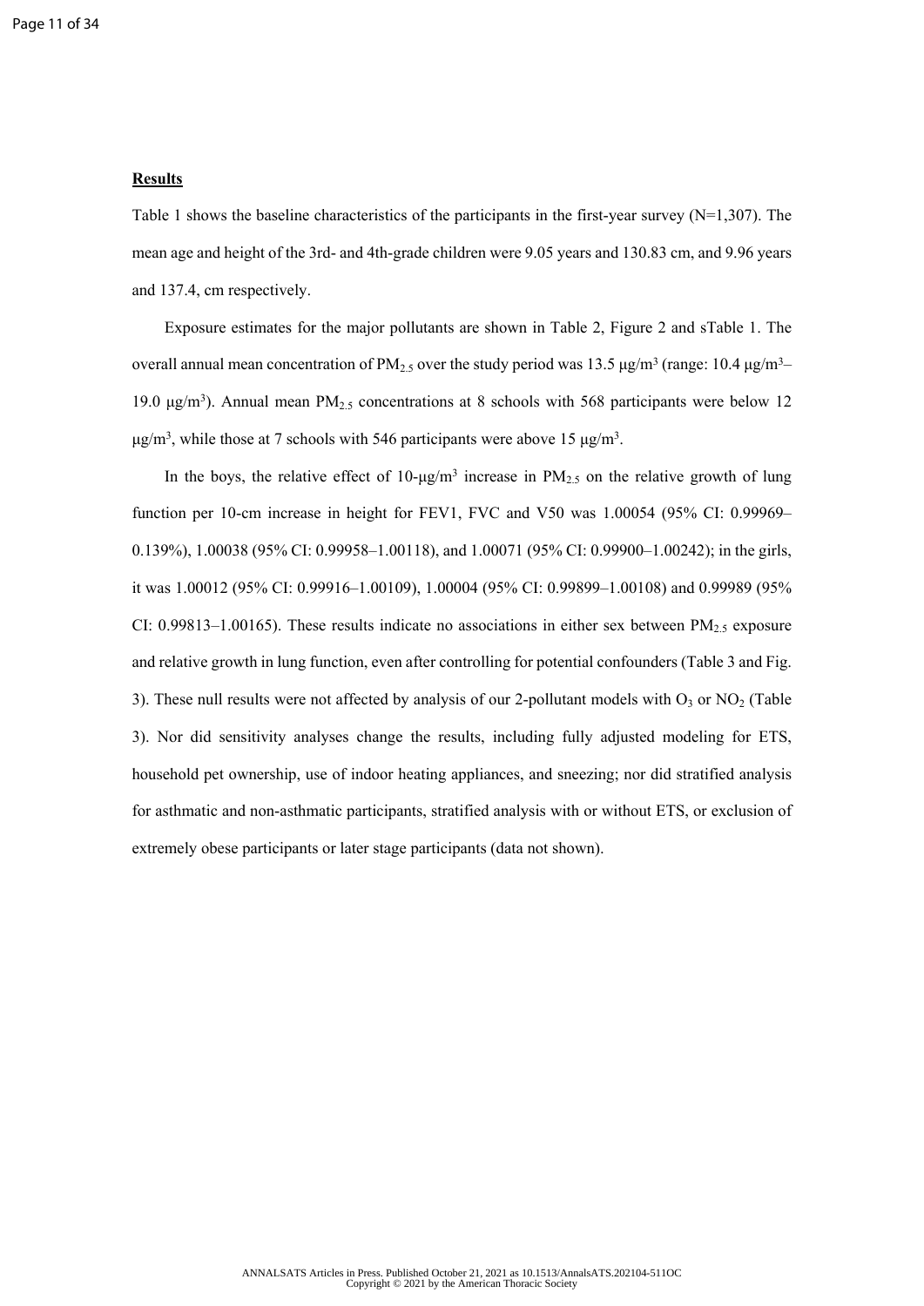**Results**

Table 1 shows the baseline characteristics of the participants in the first-year survey (N=1,307). The mean age and height of the 3rd- and 4th-grade children were 9.05 years and 130.83 cm, and 9.96 years and 137.4, cm respectively.

Exposure estimates for the major pollutants are shown in Table 2, Figure 2 and sTable 1. The overall annual mean concentration of $PM_{2.5}$ over the study period was 13.5 μg/m$^3$ (range: 10.4 μg/m$^3$–19.0 μg/m$^3$). Annual mean $PM_{2.5}$ concentrations at 8 schools with 568 participants were below 12 μg/m$^3$, while those at 7 schools with 546 participants were above 15 μg/m$^3$.

In the boys, the relative effect of 10-μg/m$^3$ increase in $PM_{2.5}$ on the relative growth of lung function per 10-cm increase in height for FEV1, FVC and V50 was 1.00054 (95% CI: 0.99969–0.139%), 1.00038 (95% CI: 0.99958–1.00118), and 1.00071 (95% CI: 0.99900–1.00242); in the girls, it was 1.00012 (95% CI: 0.99916–1.00109), 1.00004 (95% CI: 0.99899–1.00108) and 0.99989 (95% CI: 0.99813–1.00165). These results indicate no associations in either sex between $PM_{2.5}$ exposure and relative growth in lung function, even after controlling for potential confounders (Table 3 and Fig. 3). These null results were not affected by analysis of our 2-pollutant models with $O_3$ or $NO_2$ (Table 3). Nor did sensitivity analyses change the results, including fully adjusted modeling for ETS, household pet ownership, use of indoor heating appliances, and sneezing; nor did stratified analysis for asthmatic and non-asthmatic participants, stratified analysis with or without ETS, or exclusion of extremely obese participants or later stage participants (data not shown).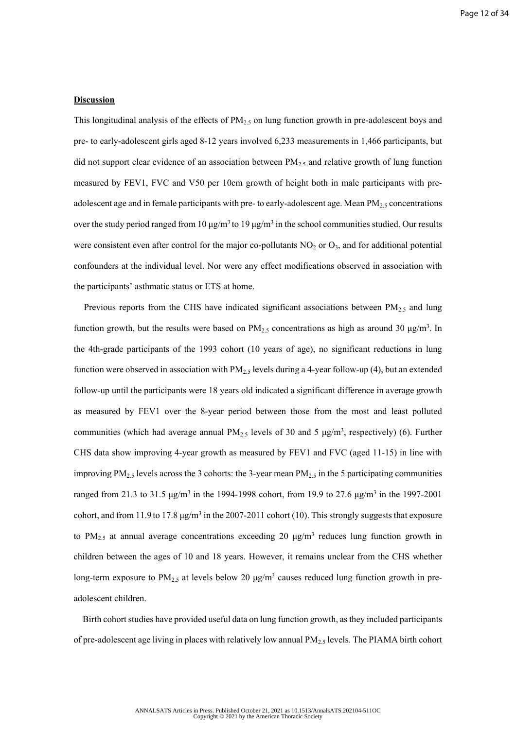**Discussion**

This longitudinal analysis of the effects of $PM_{2.5}$ on lung function growth in pre-adolescent boys and pre- to early-adolescent girls aged 8-12 years involved 6,233 measurements in 1,466 participants, but did not support clear evidence of an association between $PM_{2.5}$ and relative growth of lung function measured by FEV1, FVC and V50 per 10cm growth of height both in male participants with pre-adolescent age and in female participants with pre- to early-adolescent age. Mean $PM_{2.5}$ concentrations over the study period ranged from 10 μg/m$^3$ to 19 μg/m$^3$ in the school communities studied. Our results were consistent even after control for the major co-pollutants $NO_2$ or $O_3$, and for additional potential confounders at the individual level. Nor were any effect modifications observed in association with the participants' asthmatic status or ETS at home.

Previous reports from the CHS have indicated significant associations between $PM_{2.5}$ and lung function growth, but the results were based on $PM_{2.5}$ concentrations as high as around 30 μg/m$^3$. In the 4th-grade participants of the 1993 cohort (10 years of age), no significant reductions in lung function were observed in association with $PM_{2.5}$ levels during a 4-year follow-up (4), but an extended follow-up until the participants were 18 years old indicated a significant difference in average growth as measured by FEV1 over the 8-year period between those from the most and least polluted communities (which had average annual $PM_{2.5}$ levels of 30 and 5 μg/m$^3$, respectively) (6). Further CHS data show improving 4-year growth as measured by FEV1 and FVC (aged 11-15) in line with improving $PM_{2.5}$ levels across the 3 cohorts: the 3-year mean $PM_{2.5}$ in the 5 participating communities ranged from 21.3 to 31.5 μg/m$^3$ in the 1994-1998 cohort, from 19.9 to 27.6 μg/m$^3$ in the 1997-2001 cohort, and from 11.9 to 17.8 μg/m$^3$ in the 2007-2011 cohort (10). This strongly suggests that exposure to $PM_{2.5}$ at annual average concentrations exceeding 20 μg/m$^3$ reduces lung function growth in children between the ages of 10 and 18 years. However, it remains unclear from the CHS whether long-term exposure to $PM_{2.5}$ at levels below 20 μg/m$^3$ causes reduced lung function growth in pre-adolescent children.

Birth cohort studies have provided useful data on lung function growth, as they included participants of pre-adolescent age living in places with relatively low annual $PM_{2.5}$ levels. The PIAMA birth cohort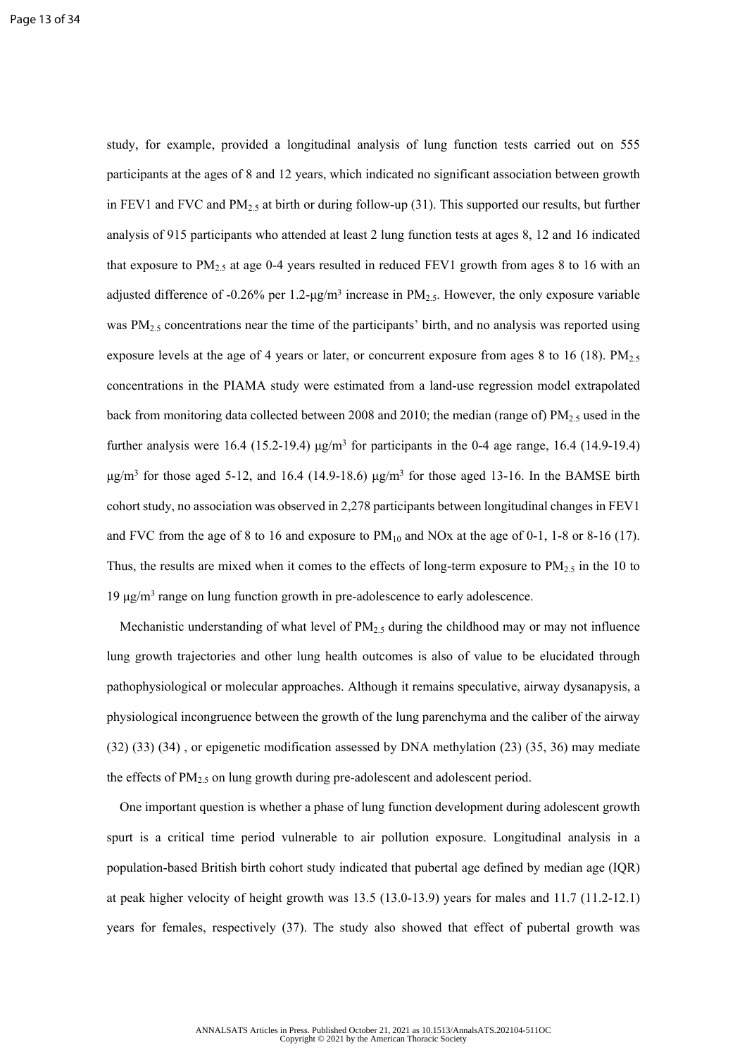study, for example, provided a longitudinal analysis of lung function tests carried out on 555 participants at the ages of 8 and 12 years, which indicated no significant association between growth in FEV1 and FVC and $PM_{2.5}$ at birth or during follow-up (31). This supported our results, but further analysis of 915 participants who attended at least 2 lung function tests at ages 8, 12 and 16 indicated that exposure to $PM_{2.5}$ at age 0-4 years resulted in reduced FEV1 growth from ages 8 to 16 with an adjusted difference of -0.26% per 1.2-μg/m$^3$ increase in $PM_{2.5}$. However, the only exposure variable was $PM_{2.5}$ concentrations near the time of the participants' birth, and no analysis was reported using exposure levels at the age of 4 years or later, or concurrent exposure from ages 8 to 16 (18). $PM_{2.5}$ concentrations in the PIAMA study were estimated from a land-use regression model extrapolated back from monitoring data collected between 2008 and 2010; the median (range of) $PM_{2.5}$ used in the further analysis were 16.4 (15.2-19.4) μg/m$^3$ for participants in the 0-4 age range, 16.4 (14.9-19.4) μg/m$^3$ for those aged 5-12, and 16.4 (14.9-18.6) μg/m$^3$ for those aged 13-16. In the BAMSE birth cohort study, no association was observed in 2,278 participants between longitudinal changes in FEV1 and FVC from the age of 8 to 16 and exposure to $PM_{10}$ and NOx at the age of 0-1, 1-8 or 8-16 (17). Thus, the results are mixed when it comes to the effects of long-term exposure to $PM_{2.5}$ in the 10 to 19 μg/m$^3$ range on lung function growth in pre-adolescence to early adolescence.

Mechanistic understanding of what level of $PM_{2.5}$ during the childhood may or may not influence lung growth trajectories and other lung health outcomes is also of value to be elucidated through pathophysiological or molecular approaches. Although it remains speculative, airway dysanapysis, a physiological incongruence between the growth of the lung parenchyma and the caliber of the airway (32) (33) (34) , or epigenetic modification assessed by DNA methylation (23) (35, 36) may mediate the effects of $PM_{2.5}$ on lung growth during pre-adolescent and adolescent period.

One important question is whether a phase of lung function development during adolescent growth spurt is a critical time period vulnerable to air pollution exposure. Longitudinal analysis in a population-based British birth cohort study indicated that pubertal age defined by median age (IQR) at peak higher velocity of height growth was 13.5 (13.0-13.9) years for males and 11.7 (11.2-12.1) years for females, respectively (37). The study also showed that effect of pubertal growth was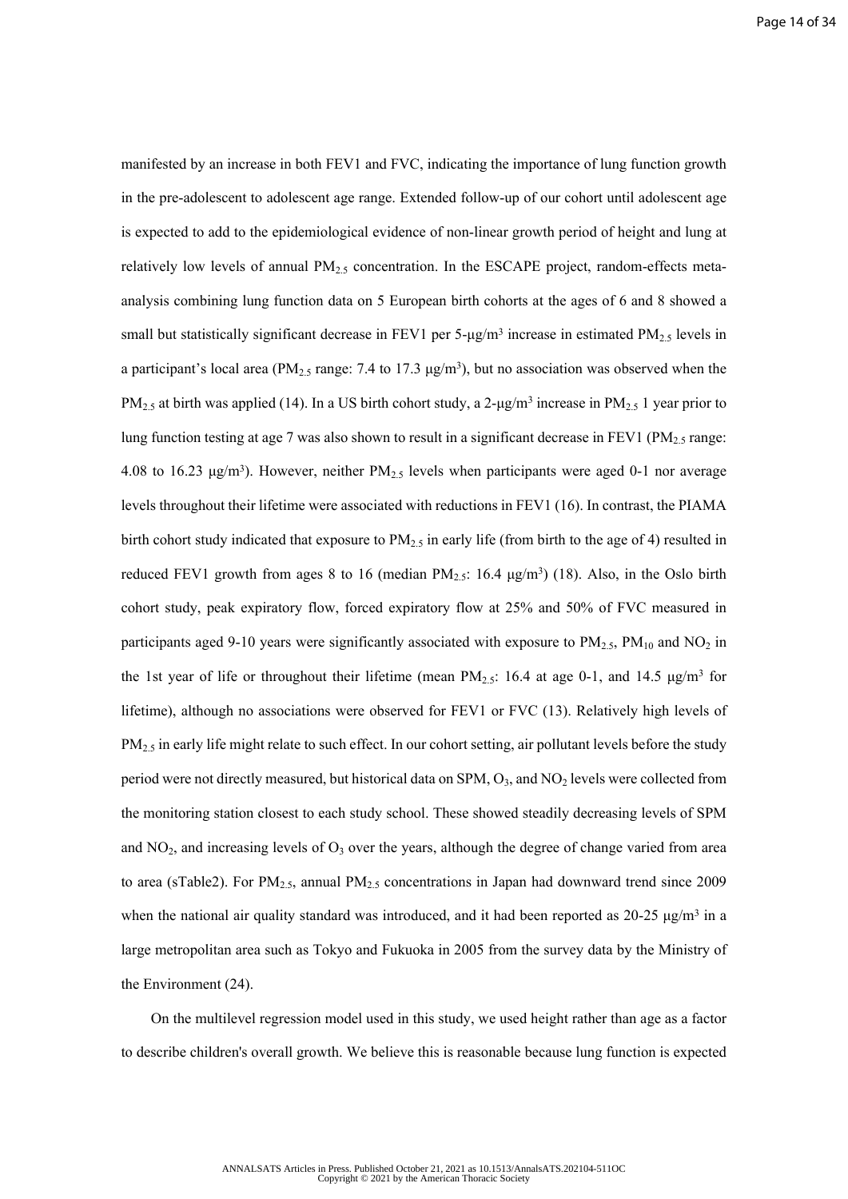manifested by an increase in both FEV1 and FVC, indicating the importance of lung function growth in the pre-adolescent to adolescent age range. Extended follow-up of our cohort until adolescent age is expected to add to the epidemiological evidence of non-linear growth period of height and lung at relatively low levels of annual $PM_{2.5}$ concentration. In the ESCAPE project, random-effects meta-analysis combining lung function data on 5 European birth cohorts at the ages of 6 and 8 showed a small but statistically significant decrease in FEV1 per 5-$\mu g/m^3$ increase in estimated $PM_{2.5}$ levels in a participant's local area ($PM_{2.5}$ range: 7.4 to 17.3 $\mu g/m^3$), but no association was observed when the $PM_{2.5}$ at birth was applied (14). In a US birth cohort study, a 2-$\mu g/m^3$ increase in $PM_{2.5}$ 1 year prior to lung function testing at age 7 was also shown to result in a significant decrease in FEV1 ($PM_{2.5}$ range: 4.08 to 16.23 $\mu g/m^3$). However, neither $PM_{2.5}$ levels when participants were aged 0-1 nor average levels throughout their lifetime were associated with reductions in FEV1 (16). In contrast, the PIAMA birth cohort study indicated that exposure to $PM_{2.5}$ in early life (from birth to the age of 4) resulted in reduced FEV1 growth from ages 8 to 16 (median $PM_{2.5}$: 16.4 $\mu g/m^3$) (18). Also, in the Oslo birth cohort study, peak expiratory flow, forced expiratory flow at 25% and 50% of FVC measured in participants aged 9-10 years were significantly associated with exposure to $PM_{2.5}$, $PM_{10}$ and $NO_2$ in the 1st year of life or throughout their lifetime (mean $PM_{2.5}$: 16.4 at age 0-1, and 14.5 $\mu g/m^3$ for lifetime), although no associations were observed for FEV1 or FVC (13). Relatively high levels of $PM_{2.5}$ in early life might relate to such effect. In our cohort setting, air pollutant levels before the study period were not directly measured, but historical data on SPM, $O_3$, and $NO_2$ levels were collected from the monitoring station closest to each study school. These showed steadily decreasing levels of SPM and $NO_2$, and increasing levels of $O_3$ over the years, although the degree of change varied from area to area (sTable2). For $PM_{2.5}$, annual $PM_{2.5}$ concentrations in Japan had downward trend since 2009 when the national air quality standard was introduced, and it had been reported as 20-25 $\mu g/m^3$ in a large metropolitan area such as Tokyo and Fukuoka in 2005 from the survey data by the Ministry of the Environment (24).

On the multilevel regression model used in this study, we used height rather than age as a factor to describe children's overall growth. We believe this is reasonable because lung function is expected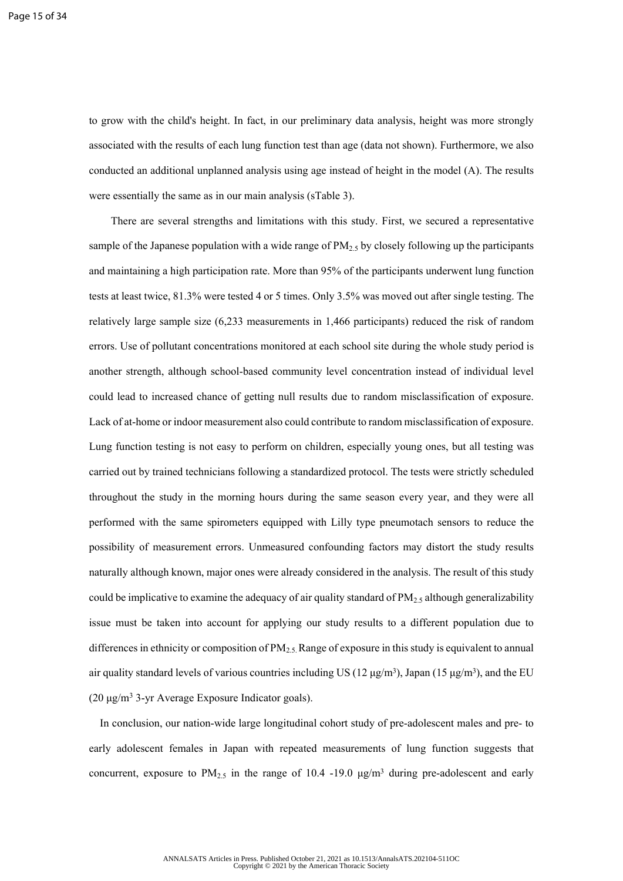to grow with the child's height. In fact, in our preliminary data analysis, height was more strongly associated with the results of each lung function test than age (data not shown). Furthermore, we also conducted an additional unplanned analysis using age instead of height in the model (A). The results were essentially the same as in our main analysis (sTable 3).

There are several strengths and limitations with this study. First, we secured a representative sample of the Japanese population with a wide range of $PM_{2.5}$ by closely following up the participants and maintaining a high participation rate. More than 95% of the participants underwent lung function tests at least twice, 81.3% were tested 4 or 5 times. Only 3.5% was moved out after single testing. The relatively large sample size (6,233 measurements in 1,466 participants) reduced the risk of random errors. Use of pollutant concentrations monitored at each school site during the whole study period is another strength, although school-based community level concentration instead of individual level could lead to increased chance of getting null results due to random misclassification of exposure. Lack of at-home or indoor measurement also could contribute to random misclassification of exposure. Lung function testing is not easy to perform on children, especially young ones, but all testing was carried out by trained technicians following a standardized protocol. The tests were strictly scheduled throughout the study in the morning hours during the same season every year, and they were all performed with the same spirometers equipped with Lilly type pneumotach sensors to reduce the possibility of measurement errors. Unmeasured confounding factors may distort the study results naturally although known, major ones were already considered in the analysis. The result of this study could be implicative to examine the adequacy of air quality standard of $PM_{2.5}$ although generalizability issue must be taken into account for applying our study results to a different population due to differences in ethnicity or composition of $PM_{2.5}$. Range of exposure in this study is equivalent to annual air quality standard levels of various countries including US (12 μg/m$^3$), Japan (15 μg/m$^3$), and the EU (20 μg/m$^3$ 3-yr Average Exposure Indicator goals).

In conclusion, our nation-wide large longitudinal cohort study of pre-adolescent males and pre- to early adolescent females in Japan with repeated measurements of lung function suggests that concurrent, exposure to $PM_{2.5}$ in the range of 10.4 -19.0 μg/m$^3$ during pre-adolescent and early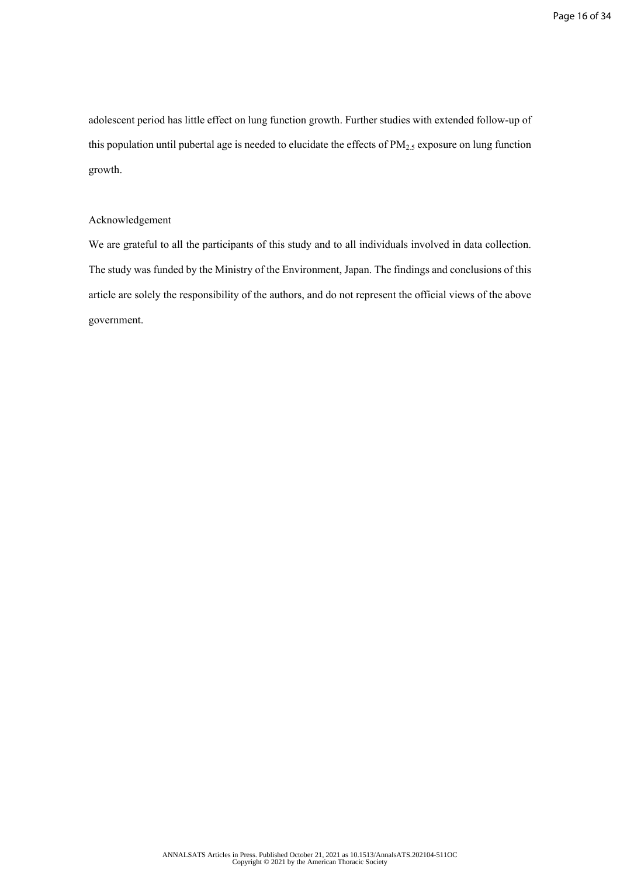adolescent period has little effect on lung function growth. Further studies with extended follow-up of this population until pubertal age is needed to elucidate the effects of $PM_{2.5}$ exposure on lung function growth.

Acknowledgement

We are grateful to all the participants of this study and to all individuals involved in data collection. The study was funded by the Ministry of the Environment, Japan. The findings and conclusions of this article are solely the responsibility of the authors, and do not represent the official views of the above government.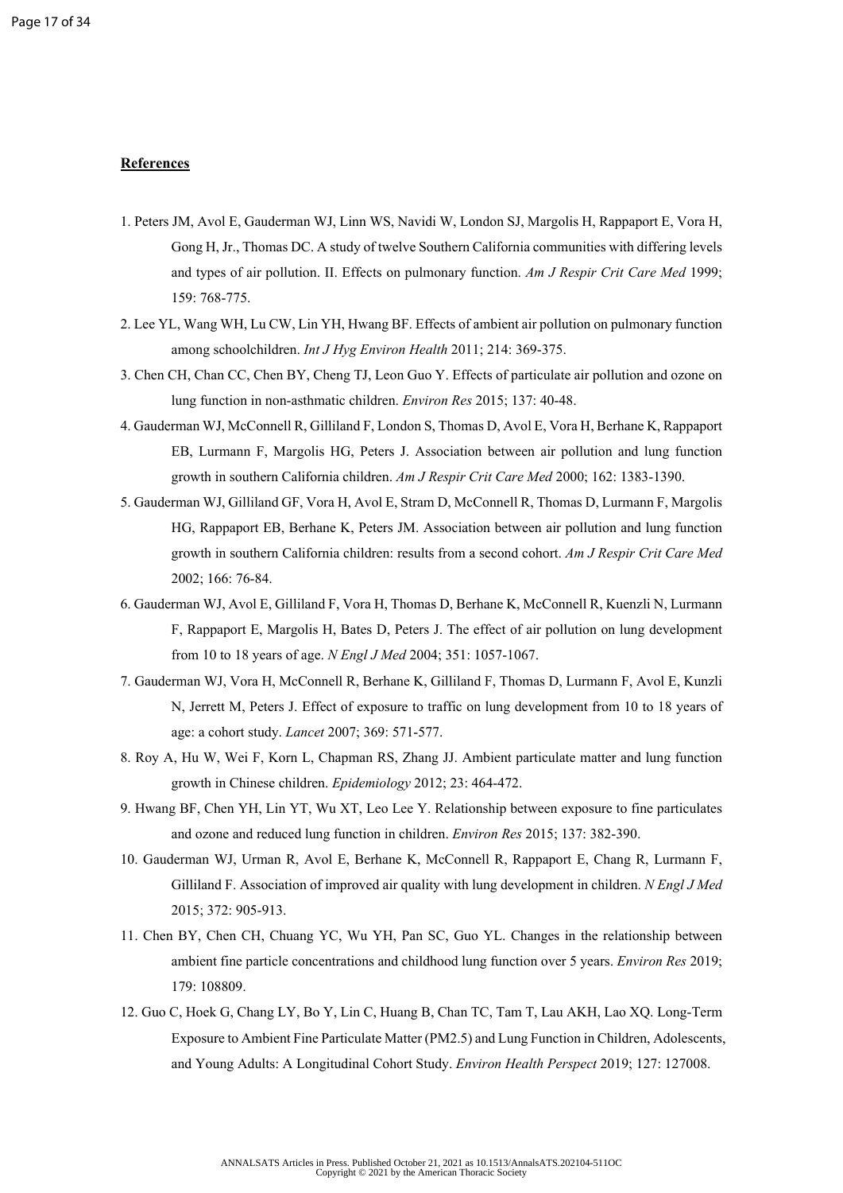**References**

1. Peters JM, Avol E, Gauderman WJ, Linn WS, Navidi W, London SJ, Margolis H, Rappaport E, Vora H, Gong H, Jr., Thomas DC. A study of twelve Southern California communities with differing levels and types of air pollution. II. Effects on pulmonary function. *Am J Respir Crit Care Med* 1999; 159: 768-775.
2. Lee YL, Wang WH, Lu CW, Lin YH, Hwang BF. Effects of ambient air pollution on pulmonary function among schoolchildren. *Int J Hyg Environ Health* 2011; 214: 369-375.
3. Chen CH, Chan CC, Chen BY, Cheng TJ, Leon Guo Y. Effects of particulate air pollution and ozone on lung function in non-asthmatic children. *Environ Res* 2015; 137: 40-48.
4. Gauderman WJ, McConnell R, Gilliland F, London S, Thomas D, Avol E, Vora H, Berhane K, Rappaport EB, Lurmann F, Margolis HG, Peters J. Association between air pollution and lung function growth in southern California children. *Am J Respir Crit Care Med* 2000; 162: 1383-1390.
5. Gauderman WJ, Gilliland GF, Vora H, Avol E, Stram D, McConnell R, Thomas D, Lurmann F, Margolis HG, Rappaport EB, Berhane K, Peters JM. Association between air pollution and lung function growth in southern California children: results from a second cohort. *Am J Respir Crit Care Med* 2002; 166: 76-84.
6. Gauderman WJ, Avol E, Gilliland F, Vora H, Thomas D, Berhane K, McConnell R, Kuenzli N, Lurmann F, Rappaport E, Margolis H, Bates D, Peters J. The effect of air pollution on lung development from 10 to 18 years of age. *N Engl J Med* 2004; 351: 1057-1067.
7. Gauderman WJ, Vora H, McConnell R, Berhane K, Gilliland F, Thomas D, Lurmann F, Avol E, Kunzli N, Jerrett M, Peters J. Effect of exposure to traffic on lung development from 10 to 18 years of age: a cohort study. *Lancet* 2007; 369: 571-577.
8. Roy A, Hu W, Wei F, Korn L, Chapman RS, Zhang JJ. Ambient particulate matter and lung function growth in Chinese children. *Epidemiology* 2012; 23: 464-472.
9. Hwang BF, Chen YH, Lin YT, Wu XT, Leo Lee Y. Relationship between exposure to fine particulates and ozone and reduced lung function in children. *Environ Res* 2015; 137: 382-390.
10. Gauderman WJ, Urman R, Avol E, Berhane K, McConnell R, Rappaport E, Chang R, Lurmann F, Gilliland F. Association of improved air quality with lung development in children. *N Engl J Med* 2015; 372: 905-913.
11. Chen BY, Chen CH, Chuang YC, Wu YH, Pan SC, Guo YL. Changes in the relationship between ambient fine particle concentrations and childhood lung function over 5 years. *Environ Res* 2019; 179: 108809.
12. Guo C, Hoek G, Chang LY, Bo Y, Lin C, Huang B, Chan TC, Tam T, Lau AKH, Lao XQ. Long-Term Exposure to Ambient Fine Particulate Matter (PM2.5) and Lung Function in Children, Adolescents, and Young Adults: A Longitudinal Cohort Study. *Environ Health Perspect* 2019; 127: 127008.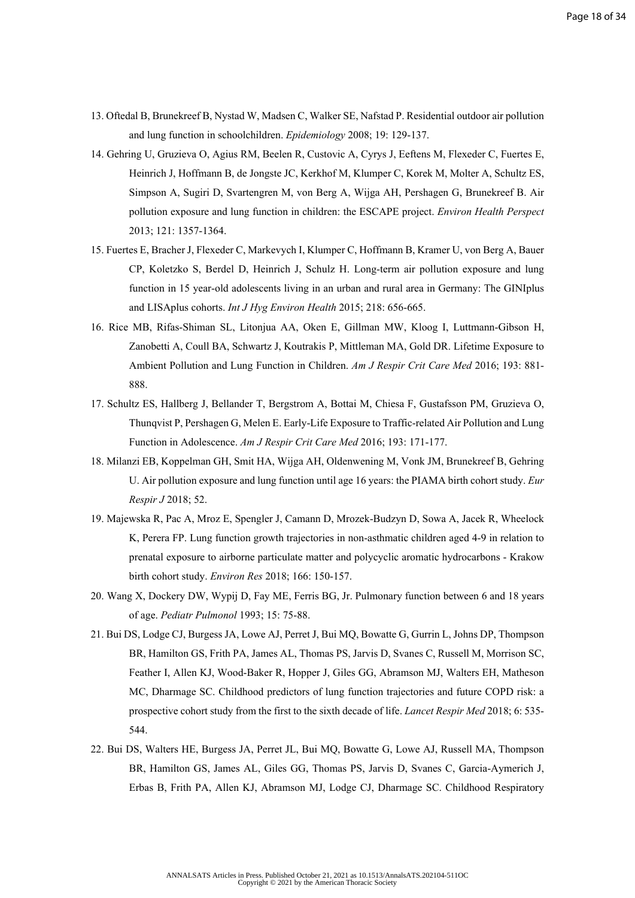13. Oftedal B, Brunekreef B, Nystad W, Madsen C, Walker SE, Nafstad P. Residential outdoor air pollution and lung function in schoolchildren. *Epidemiology* 2008; 19: 129-137.

14. Gehring U, Gruzieva O, Agius RM, Beelen R, Custovic A, Cyrys J, Eeftens M, Flexeder C, Fuertes E, Heinrich J, Hoffmann B, de Jongste JC, Kerkhof M, Klumper C, Korek M, Molter A, Schultz ES, Simpson A, Sugiri D, Svartengren M, von Berg A, Wijga AH, Pershagen G, Brunekreef B. Air pollution exposure and lung function in children: the ESCAPE project. *Environ Health Perspect* 2013; 121: 1357-1364.

15. Fuertes E, Bracher J, Flexeder C, Markevych I, Klumper C, Hoffmann B, Kramer U, von Berg A, Bauer CP, Koletzko S, Berdel D, Heinrich J, Schulz H. Long-term air pollution exposure and lung function in 15 year-old adolescents living in an urban and rural area in Germany: The GINIplus and LISAplus cohorts. *Int J Hyg Environ Health* 2015; 218: 656-665.

16. Rice MB, Rifas-Shiman SL, Litonjua AA, Oken E, Gillman MW, Kloog I, Luttmann-Gibson H, Zanobetti A, Coull BA, Schwartz J, Koutrakis P, Mittleman MA, Gold DR. Lifetime Exposure to Ambient Pollution and Lung Function in Children. *Am J Respir Crit Care Med* 2016; 193: 881-888.

17. Schultz ES, Hallberg J, Bellander T, Bergstrom A, Bottai M, Chiesa F, Gustafsson PM, Gruzieva O, Thunqvist P, Pershagen G, Melen E. Early-Life Exposure to Traffic-related Air Pollution and Lung Function in Adolescence. *Am J Respir Crit Care Med* 2016; 193: 171-177.

18. Milanzi EB, Koppelman GH, Smit HA, Wijga AH, Oldenwening M, Vonk JM, Brunekreef B, Gehring U. Air pollution exposure and lung function until age 16 years: the PIAMA birth cohort study. *Eur Respir J* 2018; 52.

19. Majewska R, Pac A, Mroz E, Spengler J, Camann D, Mrozek-Budzyn D, Sowa A, Jacek R, Wheelock K, Perera FP. Lung function growth trajectories in non-asthmatic children aged 4-9 in relation to prenatal exposure to airborne particulate matter and polycyclic aromatic hydrocarbons - Krakow birth cohort study. *Environ Res* 2018; 166: 150-157.

20. Wang X, Dockery DW, Wypij D, Fay ME, Ferris BG, Jr. Pulmonary function between 6 and 18 years of age. *Pediatr Pulmonol* 1993; 15: 75-88.

21. Bui DS, Lodge CJ, Burgess JA, Lowe AJ, Perret J, Bui MQ, Bowatte G, Gurrin L, Johns DP, Thompson BR, Hamilton GS, Frith PA, James AL, Thomas PS, Jarvis D, Svanes C, Russell M, Morrison SC, Feather I, Allen KJ, Wood-Baker R, Hopper J, Giles GG, Abramson MJ, Walters EH, Matheson MC, Dharmage SC. Childhood predictors of lung function trajectories and future COPD risk: a prospective cohort study from the first to the sixth decade of life. *Lancet Respir Med* 2018; 6: 535-544.

22. Bui DS, Walters HE, Burgess JA, Perret JL, Bui MQ, Bowatte G, Lowe AJ, Russell MA, Thompson BR, Hamilton GS, James AL, Giles GG, Thomas PS, Jarvis D, Svanes C, Garcia-Aymerich J, Erbas B, Frith PA, Allen KJ, Abramson MJ, Lodge CJ, Dharmage SC. Childhood Respiratory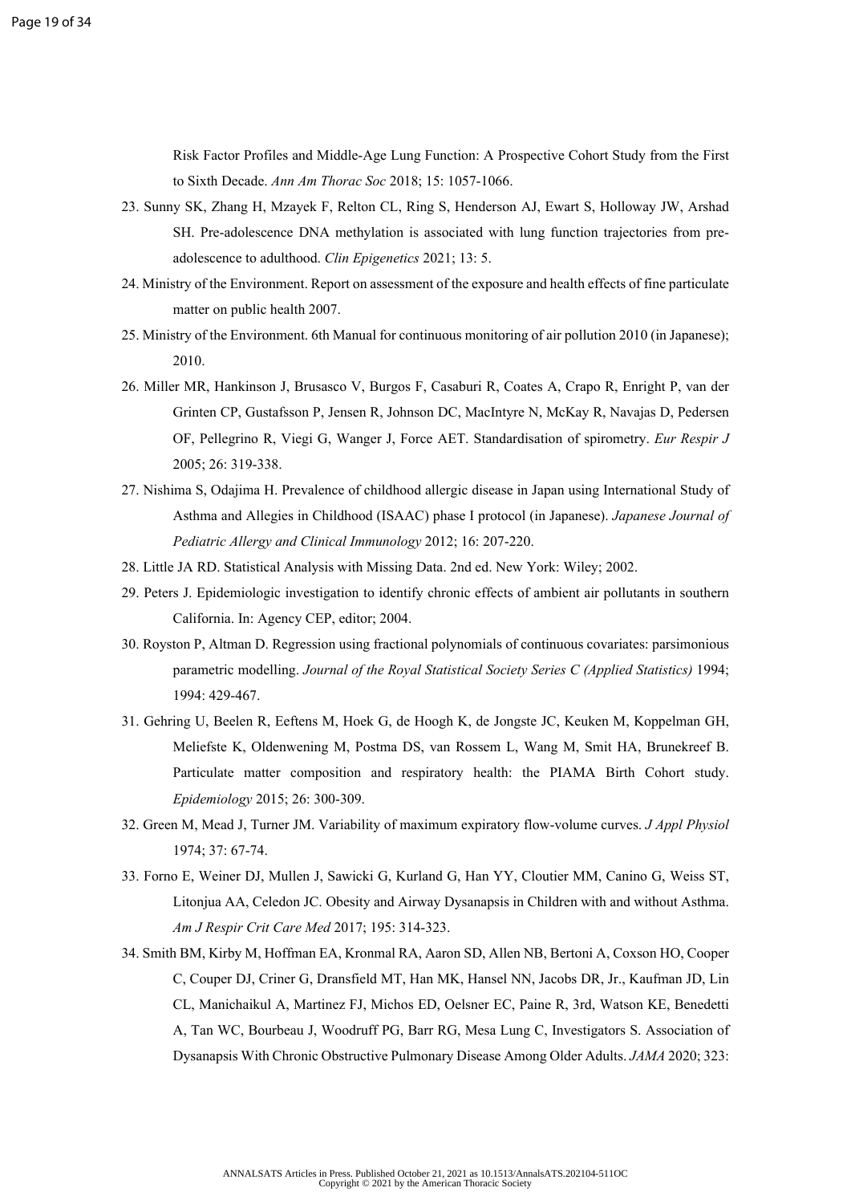Risk Factor Profiles and Middle-Age Lung Function: A Prospective Cohort Study from the First to Sixth Decade. *Ann Am Thorac Soc* 2018; 15: 1057-1066.

23. Sunny SK, Zhang H, Mzayek F, Relton CL, Ring S, Henderson AJ, Ewart S, Holloway JW, Arshad SH. Pre-adolescence DNA methylation is associated with lung function trajectories from pre-adolescence to adulthood. *Clin Epigenetics* 2021; 13: 5.
24. Ministry of the Environment. Report on assessment of the exposure and health effects of fine particulate matter on public health 2007.
25. Ministry of the Environment. 6th Manual for continuous monitoring of air pollution 2010 (in Japanese); 2010.
26. Miller MR, Hankinson J, Brusasco V, Burgos F, Casaburi R, Coates A, Crapo R, Enright P, van der Grinten CP, Gustafsson P, Jensen R, Johnson DC, MacIntyre N, McKay R, Navajas D, Pedersen OF, Pellegrino R, Viegi G, Wanger J, Force AET. Standardisation of spirometry. *Eur Respir J* 2005; 26: 319-338.
27. Nishima S, Odajima H. Prevalence of childhood allergic disease in Japan using International Study of Asthma and Allegies in Childhood (ISAAC) phase I protocol (in Japanese). *Japanese Journal of Pediatric Allergy and Clinical Immunology* 2012; 16: 207-220.
28. Little JA RD. Statistical Analysis with Missing Data. 2nd ed. New York: Wiley; 2002.
29. Peters J. Epidemiologic investigation to identify chronic effects of ambient air pollutants in southern California. In: Agency CEP, editor; 2004.
30. Royston P, Altman D. Regression using fractional polynomials of continuous covariates: parsimonious parametric modelling. *Journal of the Royal Statistical Society Series C (Applied Statistics)* 1994; 1994: 429-467.
31. Gehring U, Beelen R, Eeftens M, Hoek G, de Hoogh K, de Jongste JC, Keuken M, Koppelman GH, Meliefste K, Oldenwening M, Postma DS, van Rossem L, Wang M, Smit HA, Brunekreef B. Particulate matter composition and respiratory health: the PIAMA Birth Cohort study. *Epidemiology* 2015; 26: 300-309.
32. Green M, Mead J, Turner JM. Variability of maximum expiratory flow-volume curves. *J Appl Physiol* 1974; 37: 67-74.
33. Forno E, Weiner DJ, Mullen J, Sawicki G, Kurland G, Han YY, Cloutier MM, Canino G, Weiss ST, Litonjua AA, Celedon JC. Obesity and Airway Dysanapsis in Children with and without Asthma. *Am J Respir Crit Care Med* 2017; 195: 314-323.
34. Smith BM, Kirby M, Hoffman EA, Kronmal RA, Aaron SD, Allen NB, Bertoni A, Coxson HO, Cooper C, Couper DJ, Criner G, Dransfield MT, Han MK, Hansel NN, Jacobs DR, Jr., Kaufman JD, Lin CL, Manichaikul A, Martinez FJ, Michos ED, Oelsner EC, Paine R, 3rd, Watson KE, Benedetti A, Tan WC, Bourbeau J, Woodruff PG, Barr RG, Mesa Lung C, Investigators S. Association of Dysanapsis With Chronic Obstructive Pulmonary Disease Among Older Adults. *JAMA* 2020; 323: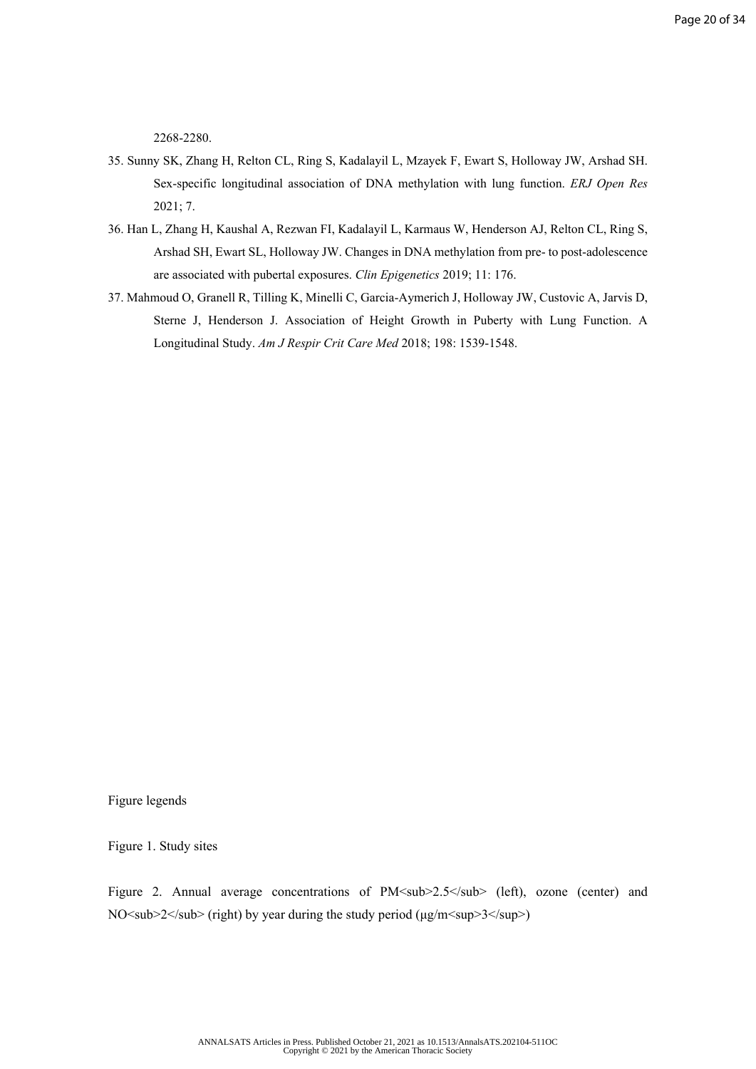2268-2280.

35. Sunny SK, Zhang H, Relton CL, Ring S, Kadalayil L, Mzayek F, Ewart S, Holloway JW, Arshad SH. Sex-specific longitudinal association of DNA methylation with lung function. *ERJ Open Res* 2021; 7.
36. Han L, Zhang H, Kaushal A, Rezwan FI, Kadalayil L, Karmaus W, Henderson AJ, Relton CL, Ring S, Arshad SH, Ewart SL, Holloway JW. Changes in DNA methylation from pre- to post-adolescence are associated with pubertal exposures. *Clin Epigenetics* 2019; 11: 176.
37. Mahmoud O, Granell R, Tilling K, Minelli C, Garcia-Aymerich J, Holloway JW, Custovic A, Jarvis D, Sterne J, Henderson J. Association of Height Growth in Puberty with Lung Function. A Longitudinal Study. *Am J Respir Crit Care Med* 2018; 198: 1539-1548.

Figure legends

Figure 1. Study sites

Figure 2. Annual average concentrations of $PM_{2.5}$ (left), ozone (center) and $NO_2$ (right) by year during the study period ($\mu g/m^3$)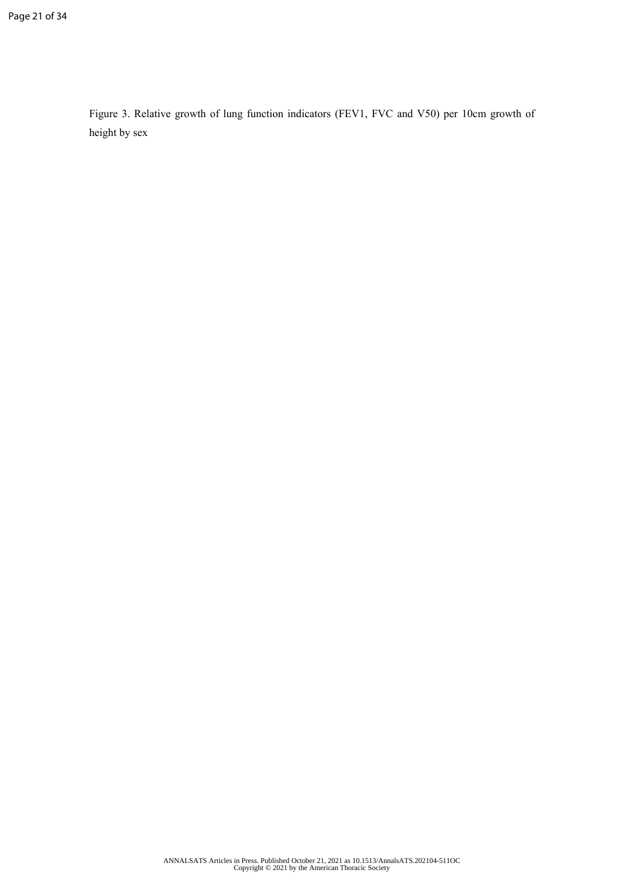Figure 3. Relative growth of lung function indicators (FEV1, FVC and V50) per 10cm growth of height by sex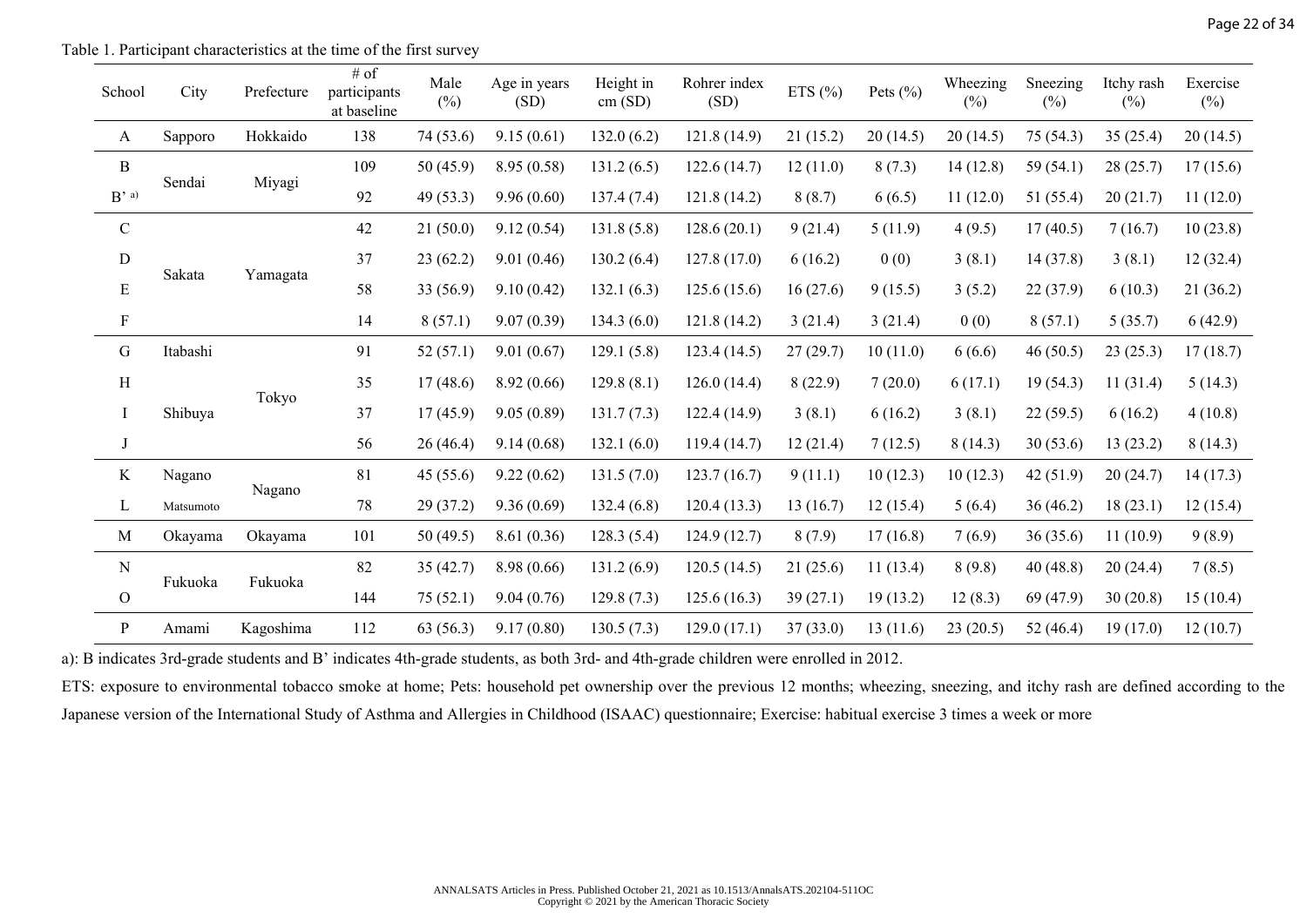Table 1. Participant characteristics at the time of the first survey

| School | City | Prefecture | # of participants at baseline | Male (%) | Age in years (SD) | Height in cm (SD) | Rohrer index (SD) | ETS (%) | Pets (%) | Wheezing (%) | Sneezing (%) | Itchy rash (%) | Exercise (%) |
|---|---|---|---|---|---|---|---|---|---|---|---|---|---|
| A | Sapporo | Hokkaido | 138 | 74 (53.6) | 9.15 (0.61) | 132.0 (6.2) | 121.8 (14.9) | 21 (15.2) | 20 (14.5) | 20 (14.5) | 75 (54.3) | 35 (25.4) | 20 (14.5) |
| B | Sendai | Miyagi | 109 | 50 (45.9) | 8.95 (0.58) | 131.2 (6.5) | 122.6 (14.7) | 12 (11.0) | 8 (7.3) | 14 (12.8) | 59 (54.1) | 28 (25.7) | 17 (15.6) |
| B' [a)] | | | 92 | 49 (53.3) | 9.96 (0.60) | 137.4 (7.4) | 121.8 (14.2) | 8 (8.7) | 6 (6.5) | 11 (12.0) | 51 (55.4) | 20 (21.7) | 11 (12.0) |
| C | Sakata | Yamagata | 42 | 21 (50.0) | 9.12 (0.54) | 131.8 (5.8) | 128.6 (20.1) | 9 (21.4) | 5 (11.9) | 4 (9.5) | 17 (40.5) | 7 (16.7) | 10 (23.8) |
| D | | | 37 | 23 (62.2) | 9.01 (0.46) | 130.2 (6.4) | 127.8 (17.0) | 6 (16.2) | 0 (0) | 3 (8.1) | 14 (37.8) | 3 (8.1) | 12 (32.4) |
| E | | | 58 | 33 (56.9) | 9.10 (0.42) | 132.1 (6.3) | 125.6 (15.6) | 16 (27.6) | 9 (15.5) | 3 (5.2) | 22 (37.9) | 6 (10.3) | 21 (36.2) |
| F | | | 14 | 8 (57.1) | 9.07 (0.39) | 134.3 (6.0) | 121.8 (14.2) | 3 (21.4) | 3 (21.4) | 0 (0) | 8 (57.1) | 5 (35.7) | 6 (42.9) |
| G | Itabashi | Tokyo | 91 | 52 (57.1) | 9.01 (0.67) | 129.1 (5.8) | 123.4 (14.5) | 27 (29.7) | 10 (11.0) | 6 (6.6) | 46 (50.5) | 23 (25.3) | 17 (18.7) |
| H | Shibuya | | 35 | 17 (48.6) | 8.92 (0.66) | 129.8 (8.1) | 126.0 (14.4) | 8 (22.9) | 7 (20.0) | 6 (17.1) | 19 (54.3) | 11 (31.4) | 5 (14.3) |
| I | | | 37 | 17 (45.9) | 9.05 (0.89) | 131.7 (7.3) | 122.4 (14.9) | 3 (8.1) | 6 (16.2) | 3 (8.1) | 22 (59.5) | 6 (16.2) | 4 (10.8) |
| J | | | 56 | 26 (46.4) | 9.14 (0.68) | 132.1 (6.0) | 119.4 (14.7) | 12 (21.4) | 7 (12.5) | 8 (14.3) | 30 (53.6) | 13 (23.2) | 8 (14.3) |
| K | Nagano | Nagano | 81 | 45 (55.6) | 9.22 (0.62) | 131.5 (7.0) | 123.7 (16.7) | 9 (11.1) | 10 (12.3) | 10 (12.3) | 42 (51.9) | 20 (24.7) | 14 (17.3) |
| L | Matsumoto | | 78 | 29 (37.2) | 9.36 (0.69) | 132.4 (6.8) | 120.4 (13.3) | 13 (16.7) | 12 (15.4) | 5 (6.4) | 36 (46.2) | 18 (23.1) | 12 (15.4) |
| M | Okayama | Okayama | 101 | 50 (49.5) | 8.61 (0.36) | 128.3 (5.4) | 124.9 (12.7) | 8 (7.9) | 17 (16.8) | 7 (6.9) | 36 (35.6) | 11 (10.9) | 9 (8.9) |
| N | Fukuoka | Fukuoka | 82 | 35 (42.7) | 8.98 (0.66) | 131.2 (6.9) | 120.5 (14.5) | 21 (25.6) | 11 (13.4) | 8 (9.8) | 40 (48.8) | 20 (24.4) | 7 (8.5) |
| O | | | 144 | 75 (52.1) | 9.04 (0.76) | 129.8 (7.3) | 125.6 (16.3) | 39 (27.1) | 19 (13.2) | 12 (8.3) | 69 (47.9) | 30 (20.8) | 15 (10.4) |
| P | Amami | Kagoshima | 112 | 63 (56.3) | 9.17 (0.80) | 130.5 (7.3) | 129.0 (17.1) | 37 (33.0) | 13 (11.6) | 23 (20.5) | 52 (46.4) | 19 (17.0) | 12 (10.7) |

a): B indicates 3rd-grade students and B' indicates 4th-grade students, as both 3rd- and 4th-grade children were enrolled in 2012.

ETS: exposure to environmental tobacco smoke at home; Pets: household pet ownership over the previous 12 months; wheezing, sneezing, and itchy rash are defined according to the Japanese version of the International Study of Asthma and Allergies in Childhood (ISAAC) questionnaire; Exercise: habitual exercise 3 times a week or more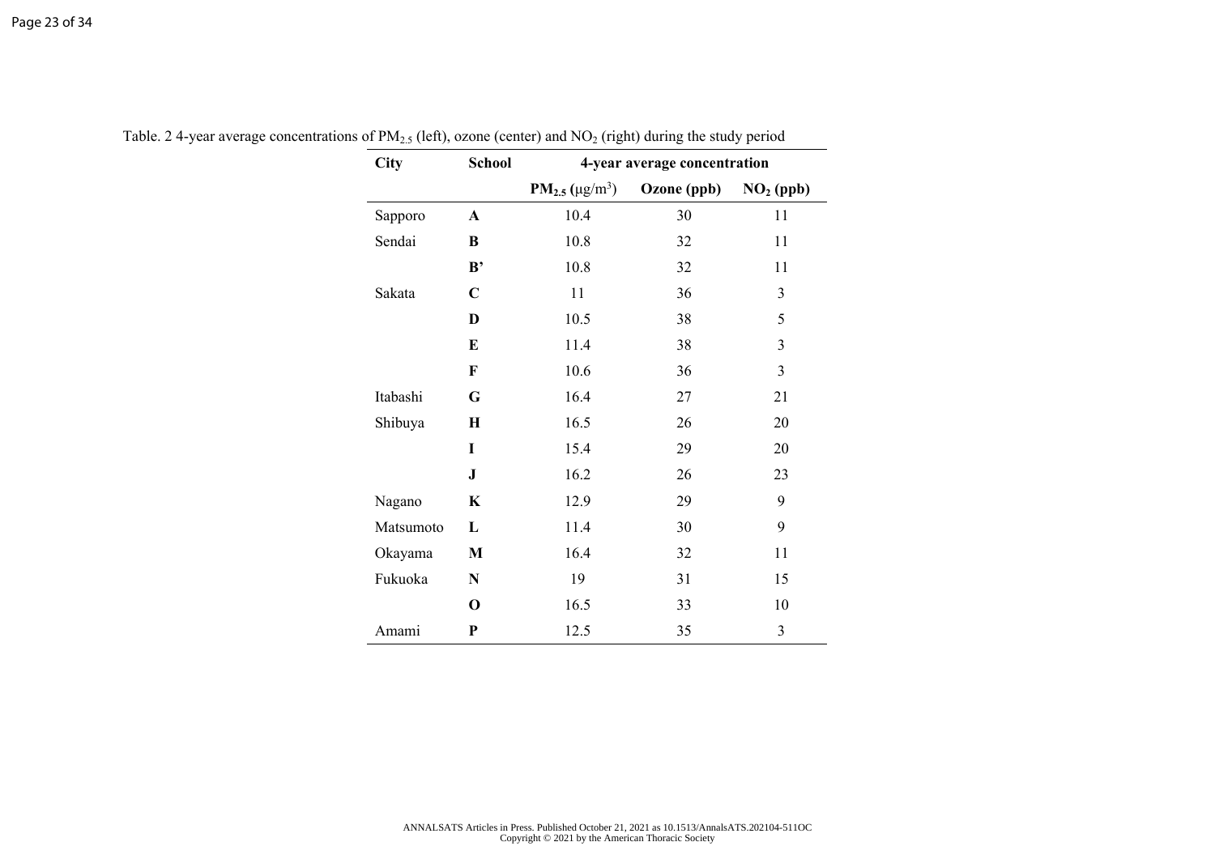Table. 2 4-year average concentrations of $PM_{2.5}$ (left), ozone (center) and $NO_2$ (right) during the study period

| City | School | 4-year average concentration | | |
|---|---|---|---|---|
| | | $PM_{2.5}$ (μg/m$^3$) | Ozone (ppb) | $NO_2$ (ppb) |
| Sapporo | **A** | 10.4 | 30 | 11 |
| Sendai | **B** | 10.8 | 32 | 11 |
| | **B'** | 10.8 | 32 | 11 |
| Sakata | **C** | 11 | 36 | 3 |
| | **D** | 10.5 | 38 | 5 |
| | **E** | 11.4 | 38 | 3 |
| | **F** | 10.6 | 36 | 3 |
| Itabashi | **G** | 16.4 | 27 | 21 |
| Shibuya | **H** | 16.5 | 26 | 20 |
| | **I** | 15.4 | 29 | 20 |
| | **J** | 16.2 | 26 | 23 |
| Nagano | **K** | 12.9 | 29 | 9 |
| Matsumoto | **L** | 11.4 | 30 | 9 |
| Okayama | **M** | 16.4 | 32 | 11 |
| Fukuoka | **N** | 19 | 31 | 15 |
| | **O** | 16.5 | 33 | 10 |
| Amami | **P** | 12.5 | 35 | 3 |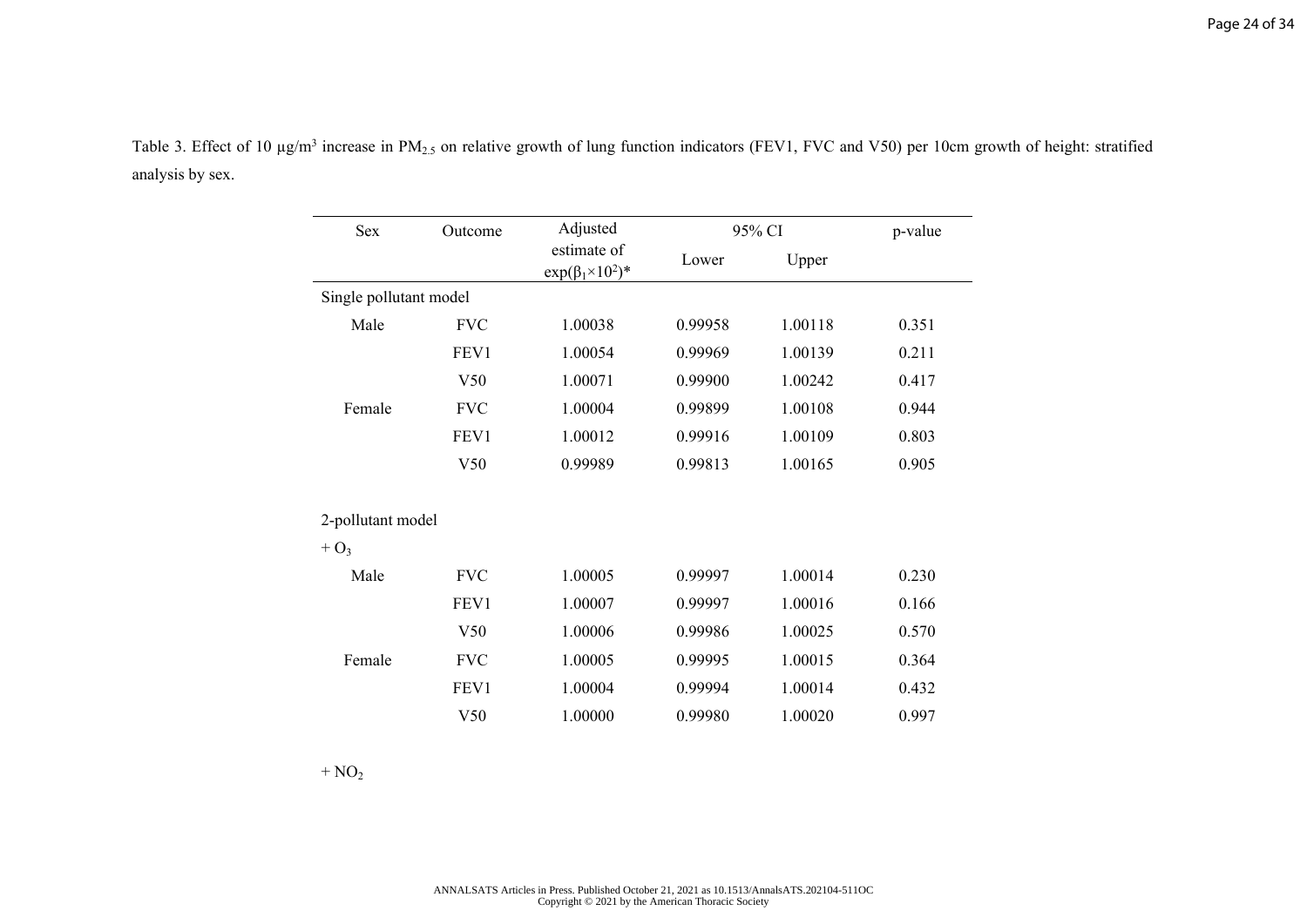Table 3. Effect of 10 μg/m$^3$ increase in $PM_{2.5}$ on relative growth of lung function indicators (FEV1, FVC and V50) per 10cm growth of height: stratified analysis by sex.

| Sex | Outcome | Adjusted estimate of $\exp(\beta_1 \times 10^2)$* | 95% CI | | p-value |
|---|---|---|---|---|---|
| | | | Lower | Upper | |
| Single pollutant model | | | | | |
| Male | FVC | 1.00038 | 0.99958 | 1.00118 | 0.351 |
| | FEV1 | 1.00054 | 0.99969 | 1.00139 | 0.211 |
| | V50 | 1.00071 | 0.99900 | 1.00242 | 0.417 |
| Female | FVC | 1.00004 | 0.99899 | 1.00108 | 0.944 |
| | FEV1 | 1.00012 | 0.99916 | 1.00109 | 0.803 |
| | V50 | 0.99989 | 0.99813 | 1.00165 | 0.905 |
| 2-pollutant model | | | | | |
| + $O_3$ | | | | | |
| Male | FVC | 1.00005 | 0.99997 | 1.00014 | 0.230 |
| | FEV1 | 1.00007 | 0.99997 | 1.00016 | 0.166 |
| | V50 | 1.00006 | 0.99986 | 1.00025 | 0.570 |
| Female | FVC | 1.00005 | 0.99995 | 1.00015 | 0.364 |
| | FEV1 | 1.00004 | 0.99994 | 1.00014 | 0.432 |
| | V50 | 1.00000 | 0.99980 | 1.00020 | 0.997 |
| + $NO_2$ | | | | | |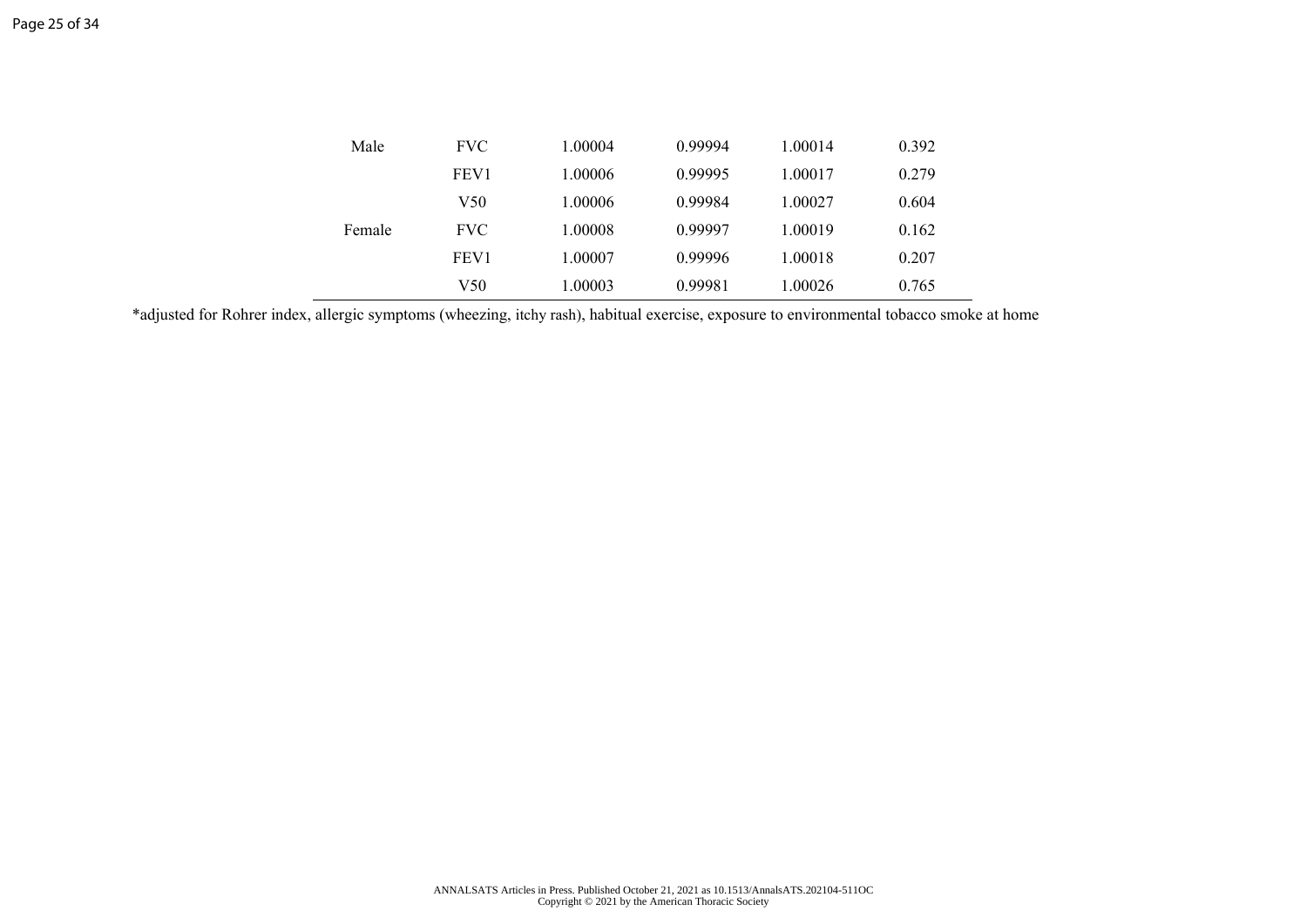| | | | | | |
|---|---|---|---|---|---|
| Male | FVC | 1.00004 | 0.99994 | 1.00014 | 0.392 |
| | FEV1 | 1.00006 | 0.99995 | 1.00017 | 0.279 |
| | V50 | 1.00006 | 0.99984 | 1.00027 | 0.604 |
| Female | FVC | 1.00008 | 0.99997 | 1.00019 | 0.162 |
| | FEV1 | 1.00007 | 0.99996 | 1.00018 | 0.207 |
| | V50 | 1.00003 | 0.99981 | 1.00026 | 0.765 |

*adjusted for Rohrer index, allergic symptoms (wheezing, itchy rash), habitual exercise, exposure to environmental tobacco smoke at home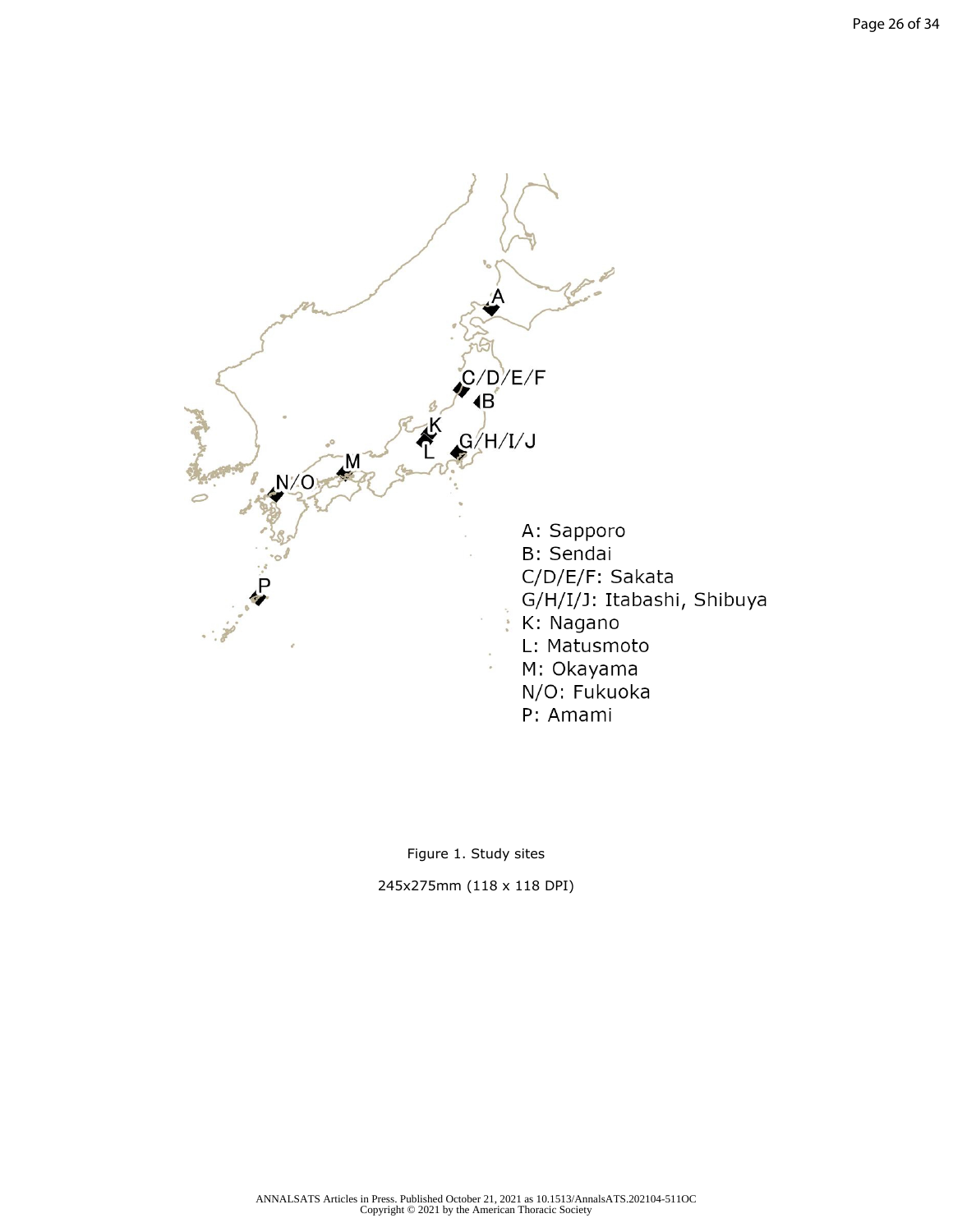A: Sapporo
B: Sendai
C/D/E/F: Sakata
G/H/I/J: Itabashi, Shibuya
K: Nagano
L: Matusmoto
M: Okayama
N/O: Fukuoka
P: Amami

Figure 1. Study sites

245x275mm (118 x 118 DPI)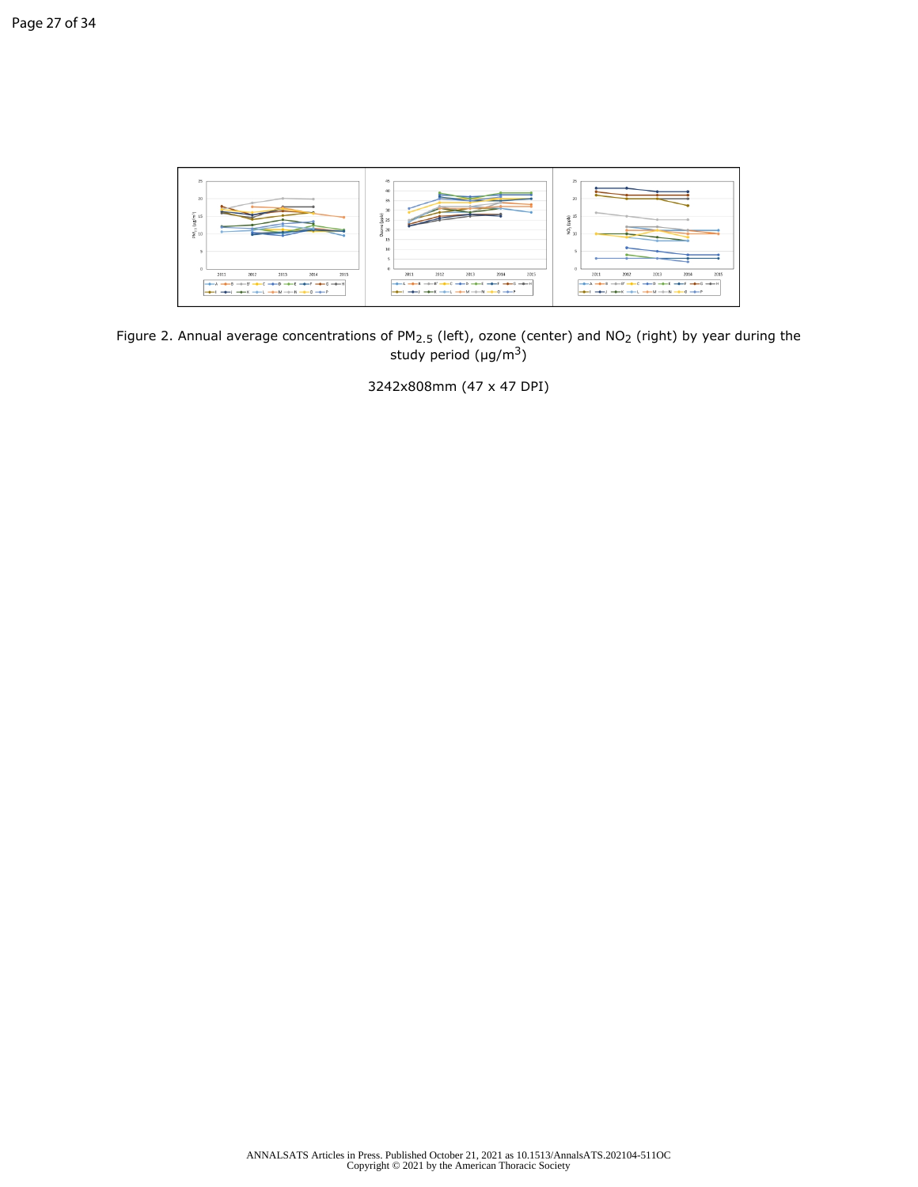Figure 2. Annual average concentrations of $PM_{2.5}$ (left), ozone (center) and $NO_2$ (right) by year during the study period ($\mu g/m^3$)

3242x808mm (47 x 47 DPI)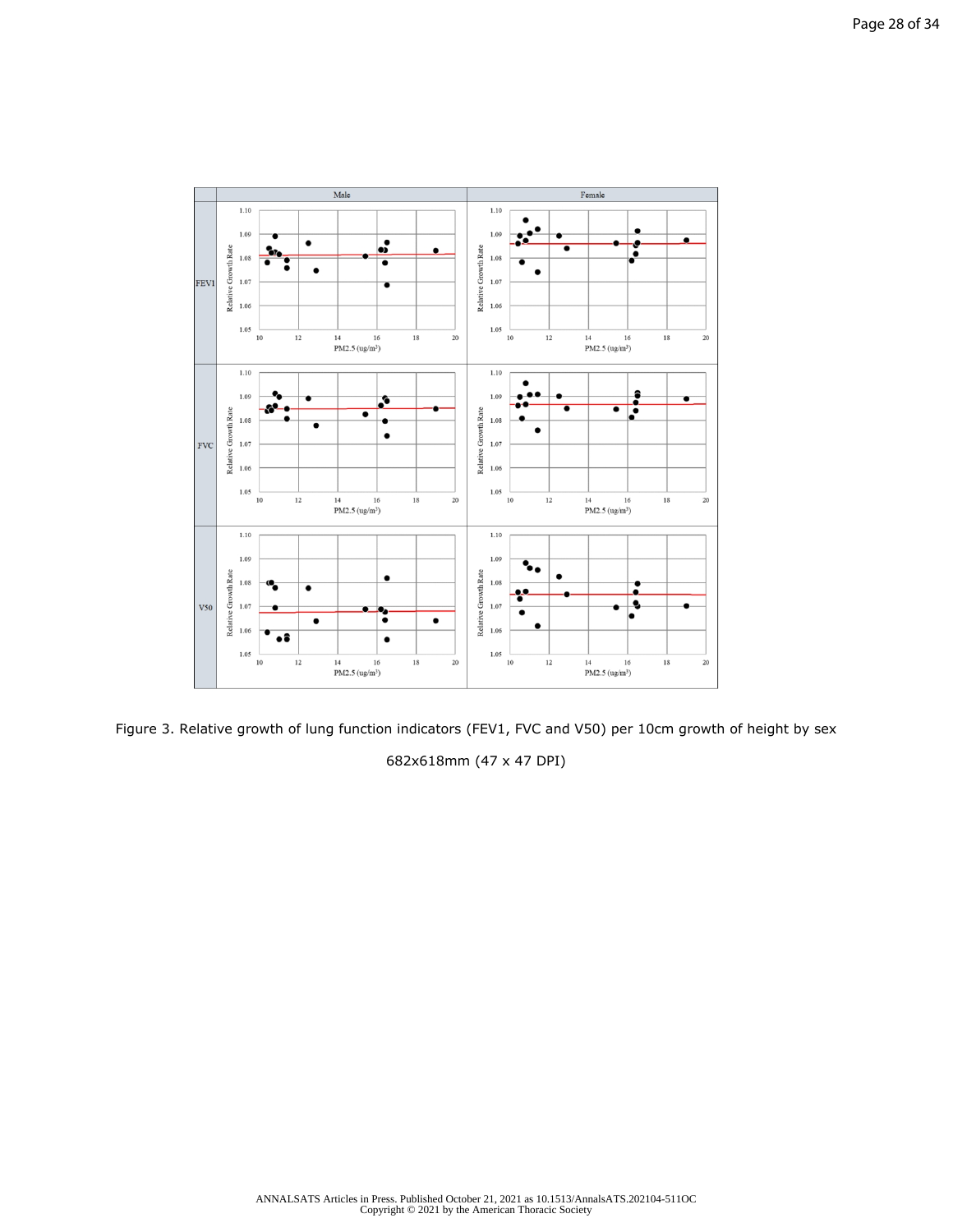Figure 3. Relative growth of lung function indicators (FEV1, FVC and V50) per 10cm growth of height by sex

682x618mm (47 x 47 DPI)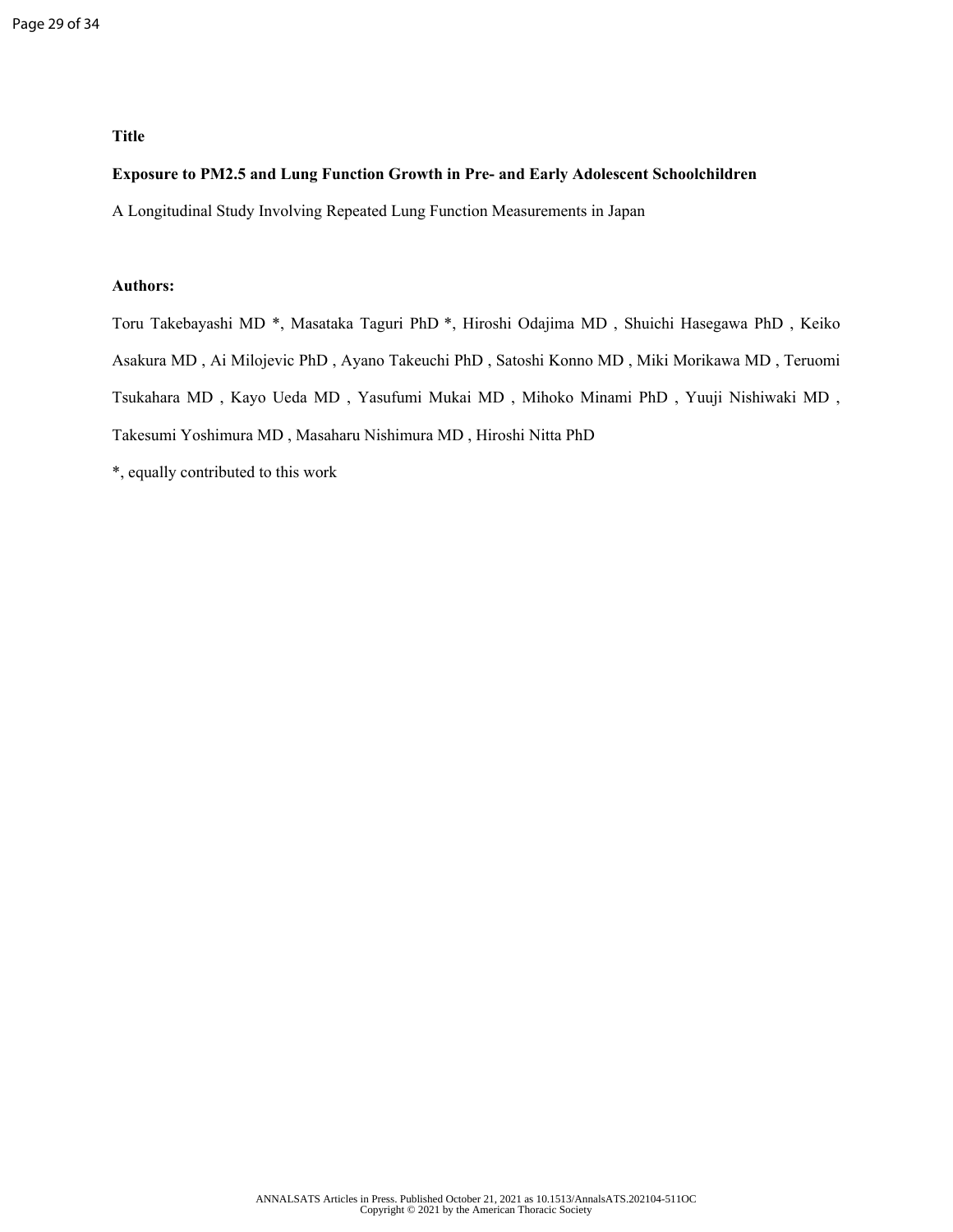**Title**

**Exposure to PM2.5 and Lung Function Growth in Pre- and Early Adolescent Schoolchildren**

A Longitudinal Study Involving Repeated Lung Function Measurements in Japan

**Authors:**

Toru Takebayashi MD *, Masataka Taguri PhD *, Hiroshi Odajima MD , Shuichi Hasegawa PhD , Keiko Asakura MD , Ai Milojevic PhD , Ayano Takeuchi PhD , Satoshi Konno MD , Miki Morikawa MD , Teruomi Tsukahara MD , Kayo Ueda MD , Yasufumi Mukai MD , Mihoko Minami PhD , Yuuji Nishiwaki MD , Takesumi Yoshimura MD , Masaharu Nishimura MD , Hiroshi Nitta PhD

*, equally contributed to this work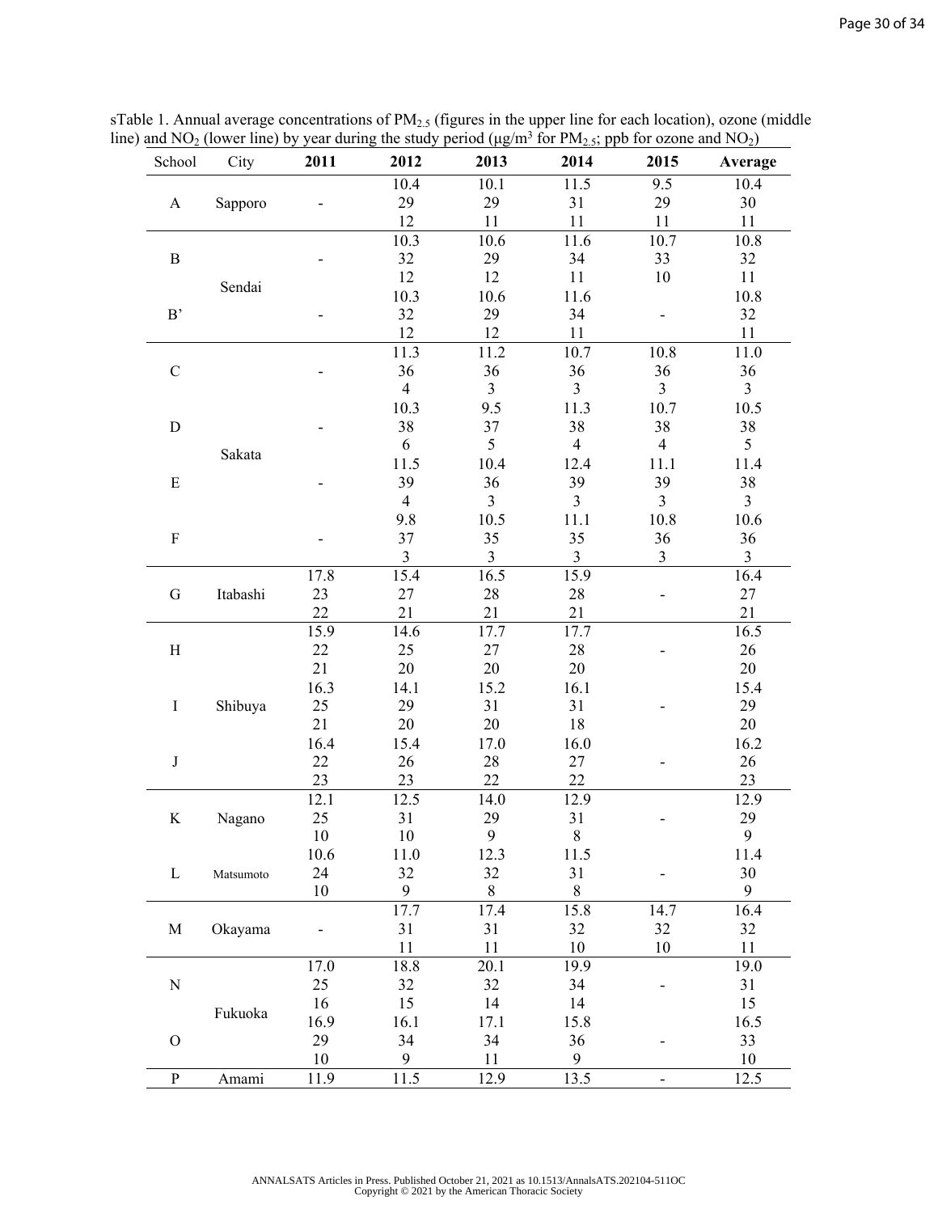sTable 1. Annual average concentrations of $PM_{2.5}$ (figures in the upper line for each location), ozone (middle line) and $NO_2$ (lower line) by year during the study period (μg/m$^3$ for $PM_{2.5}$; ppb for ozone and $NO_2$)

| School | City | 2011 | 2012 | 2013 | 2014 | 2015 | Average |
|---|---|---|---|---|---|---|---|
| A | Sapporo | - | 10.4<br>29<br>12 | 10.1<br>29<br>11 | 11.5<br>31<br>11 | 9.5<br>29<br>11 | 10.4<br>30<br>11 |
| B | Sendai | - | 10.3<br>32<br>12 | 10.6<br>29<br>12 | 11.6<br>34<br>11 | 10.7<br>33<br>10 | 10.8<br>32<br>11 |
| B’ | Sendai | - | 10.3<br>32<br>12 | 10.6<br>29<br>12 | 11.6<br>34<br>11 | - | 10.8<br>32<br>11 |
| C | Sakata | - | 11.3<br>36<br>4 | 11.2<br>36<br>3 | 10.7<br>36<br>3 | 10.8<br>36<br>3 | 11.0<br>36<br>3 |
| D | Sakata | - | 10.3<br>38<br>6 | 9.5<br>37<br>5 | 11.3<br>38<br>4 | 10.7<br>38<br>4 | 10.5<br>38<br>5 |
| E | Sakata | - | 11.5<br>39<br>4 | 10.4<br>36<br>3 | 12.4<br>39<br>3 | 11.1<br>39<br>3 | 11.4<br>38<br>3 |
| F | Sakata | - | 9.8<br>37<br>3 | 10.5<br>35<br>3 | 11.1<br>35<br>3 | 10.8<br>36<br>3 | 10.6<br>36<br>3 |
| G | Itabashi | 17.8<br>23<br>22 | 15.4<br>27<br>21 | 16.5<br>28<br>21 | 15.9<br>28<br>21 | - | 16.4<br>27<br>21 |
| H | Shibuya | 15.9<br>22<br>21 | 14.6<br>25<br>20 | 17.7<br>27<br>20 | 17.7<br>28<br>20 | - | 16.5<br>26<br>20 |
| I | Shibuya | 16.3<br>25<br>21 | 14.1<br>29<br>20 | 15.2<br>31<br>20 | 16.1<br>31<br>18 | - | 15.4<br>29<br>20 |
| J | Shibuya | 16.4<br>22<br>23 | 15.4<br>26<br>23 | 17.0<br>28<br>22 | 16.0<br>27<br>22 | - | 16.2<br>26<br>23 |
| K | Nagano | 12.1<br>25<br>10 | 12.5<br>31<br>10 | 14.0<br>29<br>9 | 12.9<br>31<br>8 | - | 12.9<br>29<br>9 |
| L | Matsumoto | 10.6<br>24<br>10 | 11.0<br>32<br>9 | 12.3<br>32<br>8 | 11.5<br>31<br>8 | - | 11.4<br>30<br>9 |
| M | Okayama | - | 17.7<br>31<br>11 | 17.4<br>31<br>11 | 15.8<br>32<br>10 | 14.7<br>32<br>10 | 16.4<br>32<br>11 |
| N | Fukuoka | 17.0<br>25<br>16 | 18.8<br>32<br>15 | 20.1<br>32<br>14 | 19.9<br>34<br>14 | - | 19.0<br>31<br>15 |
| O | Fukuoka | 16.9<br>29<br>10 | 16.1<br>34<br>9 | 17.1<br>34<br>11 | 15.8<br>36<br>9 | - | 16.5<br>33<br>10 |
| P | Amami | 11.9 | 11.5 | 12.9 | 13.5 | - | 12.5 |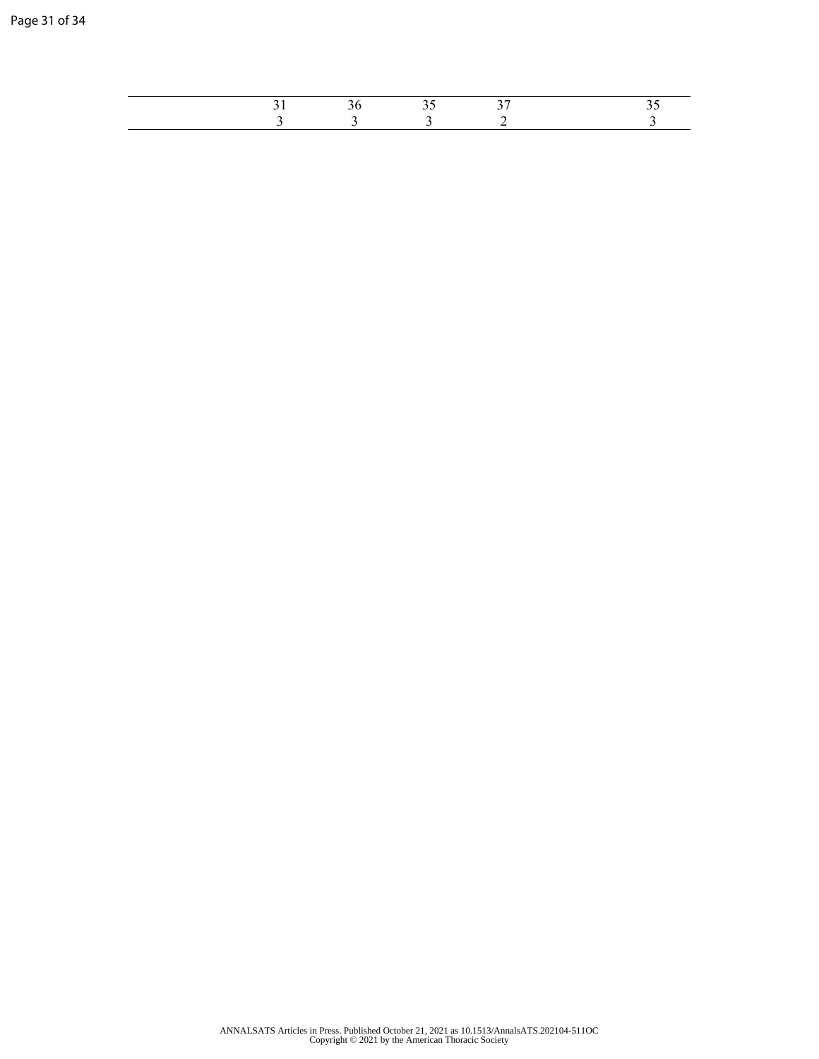| | | | | | | |
|---|---|---|---|---|---|---|
| | 31 | 36 | 35 | 37 | | 35 |
| | 3 | 3 | 3 | 2 | | 3 |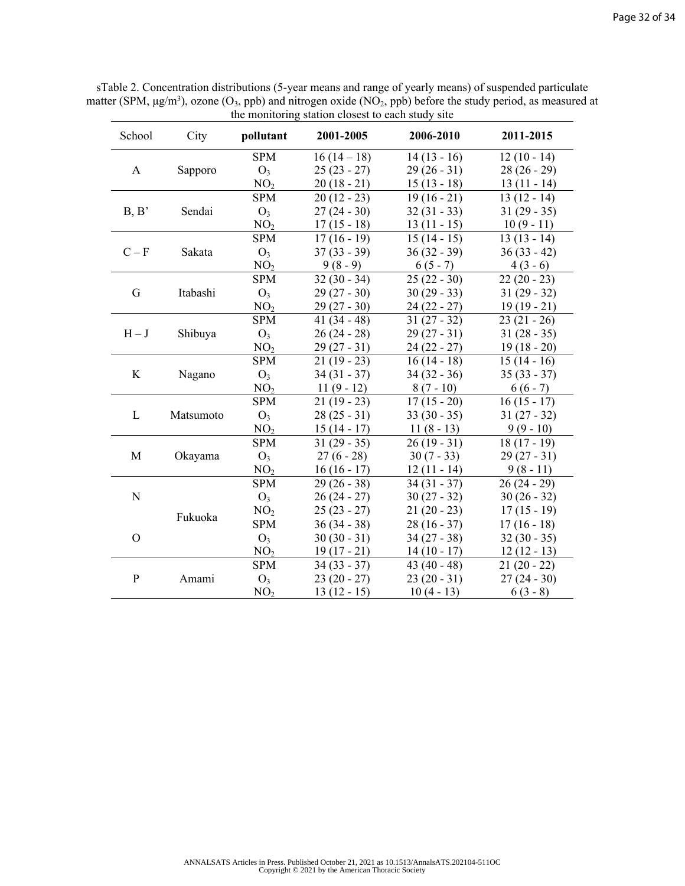sTable 2. Concentration distributions (5-year means and range of yearly means) of suspended particulate matter (SPM, μg/m[3]), ozone ($O_3$, ppb) and nitrogen oxide ($NO_2$, ppb) before the study period, as measured at the monitoring station closest to each study site

| School | City | **pollutant** | **2001-2005** | **2006-2010** | **2011-2015** |
|---|---|---|---|---|---|
| A | Sapporo | SPM | 16 (14 – 18) | 14 (13 - 16) | 12 (10 - 14) |
| | | $O_3$ | 25 (23 - 27) | 29 (26 - 31) | 28 (26 - 29) |
| | | $NO_2$ | 20 (18 - 21) | 15 (13 - 18) | 13 (11 - 14) |
| B, B' | Sendai | SPM | 20 (12 - 23) | 19 (16 - 21) | 13 (12 - 14) |
| | | $O_3$ | 27 (24 - 30) | 32 (31 - 33) | 31 (29 - 35) |
| | | $NO_2$ | 17 (15 - 18) | 13 (11 - 15) | 10 (9 - 11) |
| C – F | Sakata | SPM | 17 (16 - 19) | 15 (14 - 15) | 13 (13 - 14) |
| | | $O_3$ | 37 (33 - 39) | 36 (32 - 39) | 36 (33 - 42) |
| | | $NO_2$ | 9 (8 - 9) | 6 (5 - 7) | 4 (3 - 6) |
| G | Itabashi | SPM | 32 (30 - 34) | 25 (22 - 30) | 22 (20 - 23) |
| | | $O_3$ | 29 (27 - 30) | 30 (29 - 33) | 31 (29 - 32) |
| | | $NO_2$ | 29 (27 - 30) | 24 (22 - 27) | 19 (19 - 21) |
| H – J | Shibuya | SPM | 41 (34 - 48) | 31 (27 - 32) | 23 (21 - 26) |
| | | $O_3$ | 26 (24 - 28) | 29 (27 - 31) | 31 (28 - 35) |
| | | $NO_2$ | 29 (27 - 31) | 24 (22 - 27) | 19 (18 - 20) |
| K | Nagano | SPM | 21 (19 - 23) | 16 (14 - 18) | 15 (14 - 16) |
| | | $O_3$ | 34 (31 - 37) | 34 (32 - 36) | 35 (33 - 37) |
| | | $NO_2$ | 11 (9 - 12) | 8 (7 - 10) | 6 (6 - 7) |
| L | Matsumoto | SPM | 21 (19 - 23) | 17 (15 - 20) | 16 (15 - 17) |
| | | $O_3$ | 28 (25 - 31) | 33 (30 - 35) | 31 (27 - 32) |
| | | $NO_2$ | 15 (14 - 17) | 11 (8 - 13) | 9 (9 - 10) |
| M | Okayama | SPM | 31 (29 - 35) | 26 (19 - 31) | 18 (17 - 19) |
| | | $O_3$ | 27 (6 - 28) | 30 (7 - 33) | 29 (27 - 31) |
| | | $NO_2$ | 16 (16 - 17) | 12 (11 - 14) | 9 (8 - 11) |
| N | Fukuoka | SPM | 29 (26 - 38) | 34 (31 - 37) | 26 (24 - 29) |
| | | $O_3$ | 26 (24 - 27) | 30 (27 - 32) | 30 (26 - 32) |
| | | $NO_2$ | 25 (23 - 27) | 21 (20 - 23) | 17 (15 - 19) |
| O | | SPM | 36 (34 - 38) | 28 (16 - 37) | 17 (16 - 18) |
| | | $O_3$ | 30 (30 - 31) | 34 (27 - 38) | 32 (30 - 35) |
| | | $NO_2$ | 19 (17 - 21) | 14 (10 - 17) | 12 (12 - 13) |
| P | Amami | SPM | 34 (33 - 37) | 43 (40 - 48) | 21 (20 - 22) |
| | | $O_3$ | 23 (20 - 27) | 23 (20 - 31) | 27 (24 - 30) |
| | | $NO_2$ | 13 (12 - 15) | 10 (4 - 13) | 6 (3 - 8) |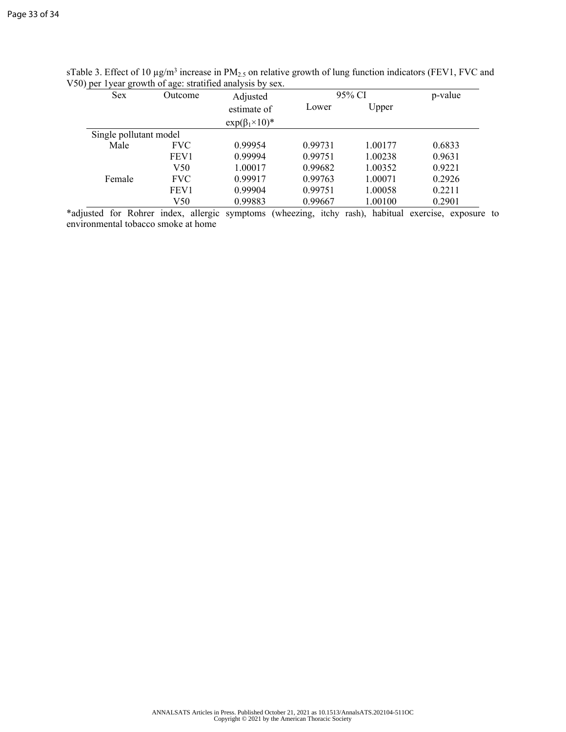sTable 3. Effect of 10 μg/m$^3$ increase in $PM_{2.5}$ on relative growth of lung function indicators (FEV1, FVC and V50) per 1year growth of age: stratified analysis by sex.

| Sex | Outcome | Adjusted estimate of $\exp(\beta_1 \times 10)$* | 95% CI Lower | 95% CI Upper | p-value |
|---|---|---|---|---|---|
| Single pollutant model | | | | | |
| Male | FVC | 0.99954 | 0.99731 | 1.00177 | 0.6833 |
| | FEV1 | 0.99994 | 0.99751 | 1.00238 | 0.9631 |
| | V50 | 1.00017 | 0.99682 | 1.00352 | 0.9221 |
| Female | FVC | 0.99917 | 0.99763 | 1.00071 | 0.2926 |
| | FEV1 | 0.99904 | 0.99751 | 1.00058 | 0.2211 |
| | V50 | 0.99883 | 0.99667 | 1.00100 | 0.2901 |

*adjusted for Rohrer index, allergic symptoms (wheezing, itchy rash), habitual exercise, exposure to environmental tobacco smoke at home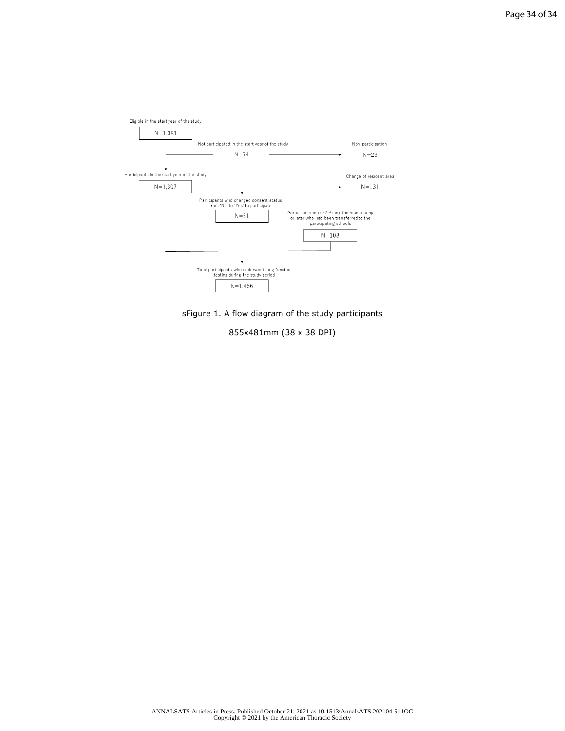Eligible in the start year of the study

N=1,381

Not participated in the start year of the study

N=74

Non-participation

N=23

Participants in the start year of the study

N=1,307

Change of resident area

N=131

Participants who changed consent status from 'No' to 'Yes' to participate

N=51

Participants in the 2nd lung function testing or later who had been transferred to the participating schools

N=108

Total participants who underwent lung function testing during the study period

N=1,466

sFigure 1. A flow diagram of the study participants

855x481mm (38 x 38 DPI)

ANNALSATS Articles in Press. Published October 21, 2021 as 10.1513/AnnalsATS.202104-511OC
Copyright © 2021 by the American Thoracic Society